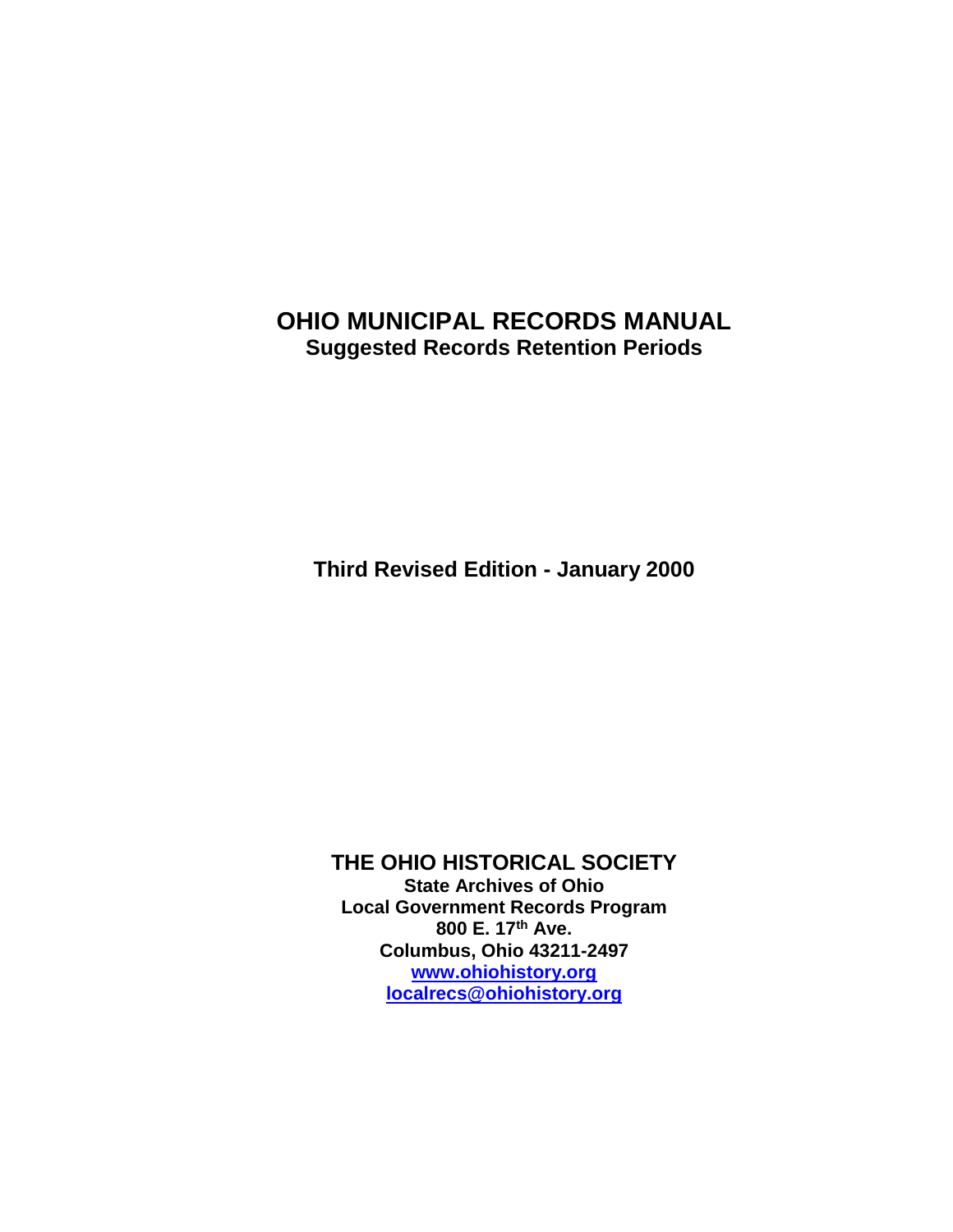# OHIO MUNICIPAL RECORDS MANUAL

**Suggested Records Retention Periods**

**Third Revised Edition - January 2000**

## THE OHIO HISTORICAL SOCIETY

**State Archives of Ohio**
**Local Government Records Program**
**800 E. 17th Ave.**
**Columbus, Ohio 43211-2497**
**www.ohiohistory.org**
**localrecs@ohiohistory.org**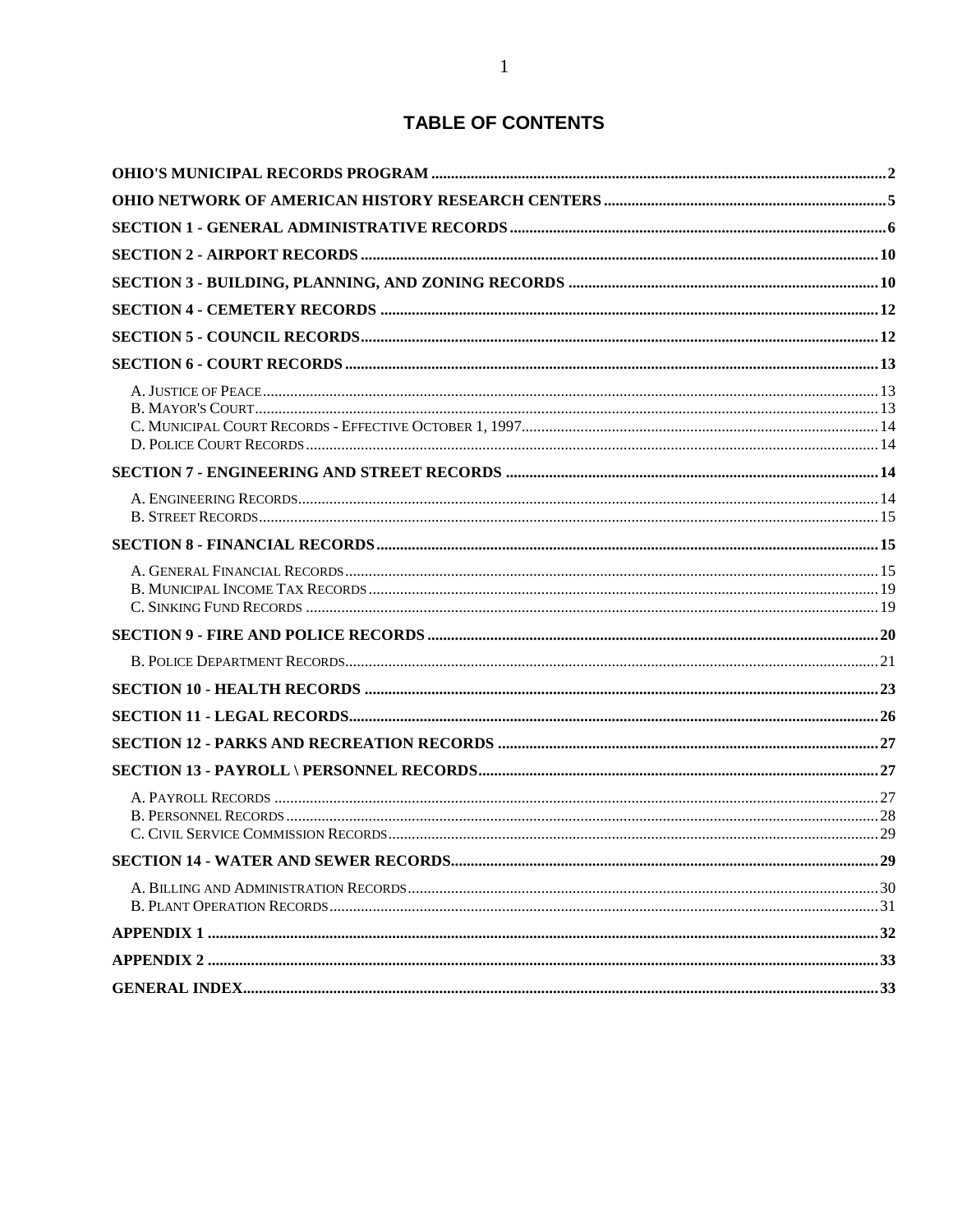# TABLE OF CONTENTS

**OHIO'S MUNICIPAL RECORDS PROGRAM** .... 2

**OHIO NETWORK OF AMERICAN HISTORY RESEARCH CENTERS** .... 5

**SECTION 1 - GENERAL ADMINISTRATIVE RECORDS** .... 6

**SECTION 2 - AIRPORT RECORDS** .... 10

**SECTION 3 - BUILDING, PLANNING, AND ZONING RECORDS** .... 10

**SECTION 4 - CEMETERY RECORDS** .... 12

**SECTION 5 - COUNCIL RECORDS** .... 12

**SECTION 6 - COURT RECORDS** .... 13

- A. Justice of Peace .... 13
- B. Mayor's Court .... 13
- C. Municipal Court Records - Effective October 1, 1997 .... 14
- D. Police Court Records .... 14

**SECTION 7 - ENGINEERING AND STREET RECORDS** .... 14

- A. Engineering Records .... 14
- B. Street Records .... 15

**SECTION 8 - FINANCIAL RECORDS** .... 15

- A. General Financial Records .... 15
- B. Municipal Income Tax Records .... 19
- C. Sinking Fund Records .... 19

**SECTION 9 - FIRE AND POLICE RECORDS** .... 20

- B. Police Department Records .... 21

**SECTION 10 - HEALTH RECORDS** .... 23

**SECTION 11 - LEGAL RECORDS** .... 26

**SECTION 12 - PARKS AND RECREATION RECORDS** .... 27

**SECTION 13 - PAYROLL \ PERSONNEL RECORDS** .... 27

- A. Payroll Records .... 27
- B. Personnel Records .... 28
- C. Civil Service Commission Records .... 29

**SECTION 14 - WATER AND SEWER RECORDS** .... 29

- A. Billing and Administration Records .... 30
- B. Plant Operation Records .... 31

**APPENDIX 1** .... 32

**APPENDIX 2** .... 33

**GENERAL INDEX** .... 33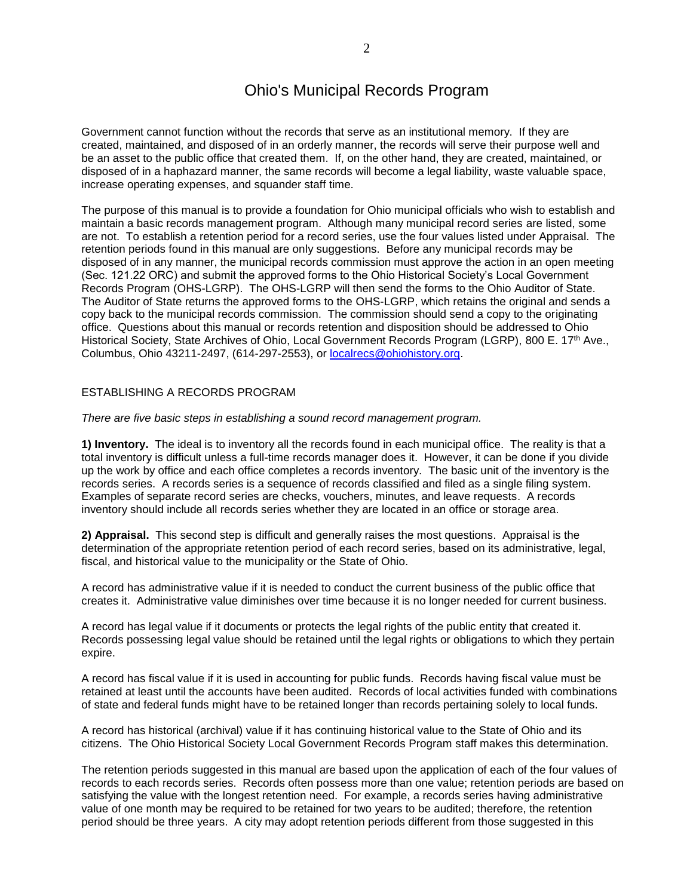# Ohio's Municipal Records Program

Government cannot function without the records that serve as an institutional memory. If they are created, maintained, and disposed of in an orderly manner, the records will serve their purpose well and be an asset to the public office that created them. If, on the other hand, they are created, maintained, or disposed of in a haphazard manner, the same records will become a legal liability, waste valuable space, increase operating expenses, and squander staff time.

The purpose of this manual is to provide a foundation for Ohio municipal officials who wish to establish and maintain a basic records management program. Although many municipal record series are listed, some are not. To establish a retention period for a record series, use the four values listed under Appraisal. The retention periods found in this manual are only suggestions. Before any municipal records may be disposed of in any manner, the municipal records commission must approve the action in an open meeting (Sec. 121.22 ORC) and submit the approved forms to the Ohio Historical Society's Local Government Records Program (OHS-LGRP). The OHS-LGRP will then send the forms to the Ohio Auditor of State. The Auditor of State returns the approved forms to the OHS-LGRP, which retains the original and sends a copy back to the municipal records commission. The commission should send a copy to the originating office. Questions about this manual or records retention and disposition should be addressed to Ohio Historical Society, State Archives of Ohio, Local Government Records Program (LGRP), 800 E. 17th Ave., Columbus, Ohio 43211-2497, (614-297-2553), or localrecs@ohiohistory.org.

## ESTABLISHING A RECORDS PROGRAM

*There are five basic steps in establishing a sound record management program.*

**1) Inventory.** The ideal is to inventory all the records found in each municipal office. The reality is that a total inventory is difficult unless a full-time records manager does it. However, it can be done if you divide up the work by office and each office completes a records inventory. The basic unit of the inventory is the records series. A records series is a sequence of records classified and filed as a single filing system. Examples of separate record series are checks, vouchers, minutes, and leave requests. A records inventory should include all records series whether they are located in an office or storage area.

**2) Appraisal.** This second step is difficult and generally raises the most questions. Appraisal is the determination of the appropriate retention period of each record series, based on its administrative, legal, fiscal, and historical value to the municipality or the State of Ohio.

A record has administrative value if it is needed to conduct the current business of the public office that creates it. Administrative value diminishes over time because it is no longer needed for current business.

A record has legal value if it documents or protects the legal rights of the public entity that created it. Records possessing legal value should be retained until the legal rights or obligations to which they pertain expire.

A record has fiscal value if it is used in accounting for public funds. Records having fiscal value must be retained at least until the accounts have been audited. Records of local activities funded with combinations of state and federal funds might have to be retained longer than records pertaining solely to local funds.

A record has historical (archival) value if it has continuing historical value to the State of Ohio and its citizens. The Ohio Historical Society Local Government Records Program staff makes this determination.

The retention periods suggested in this manual are based upon the application of each of the four values of records to each records series. Records often possess more than one value; retention periods are based on satisfying the value with the longest retention need. For example, a records series having administrative value of one month may be required to be retained for two years to be audited; therefore, the retention period should be three years. A city may adopt retention periods different from those suggested in this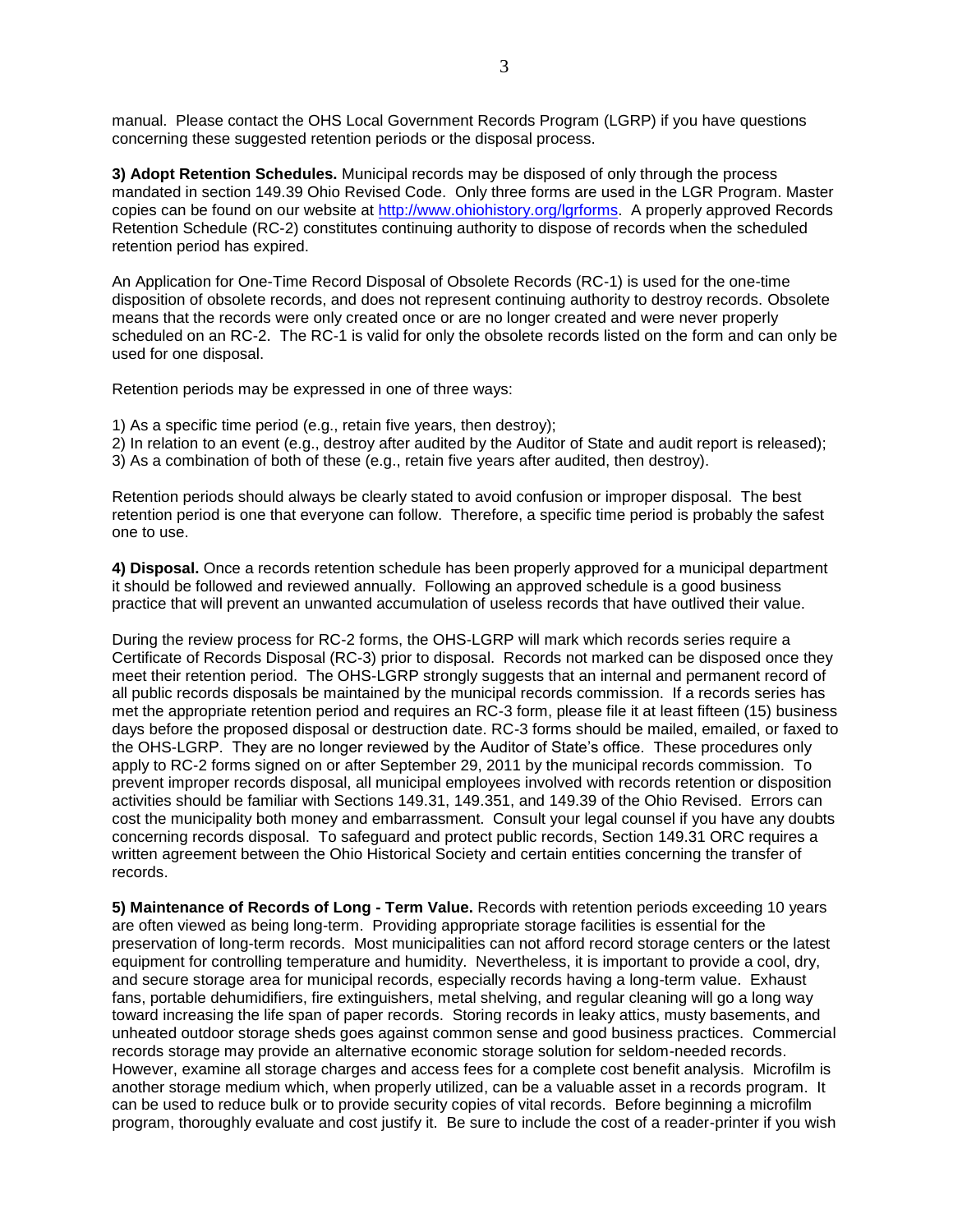manual. Please contact the OHS Local Government Records Program (LGRP) if you have questions concerning these suggested retention periods or the disposal process.

**3) Adopt Retention Schedules.** Municipal records may be disposed of only through the process mandated in section 149.39 Ohio Revised Code. Only three forms are used in the LGR Program. Master copies can be found on our website at [http://www.ohiohistory.org/lgrforms](http://www.ohiohistory.org/lgrforms). A properly approved Records Retention Schedule (RC-2) constitutes continuing authority to dispose of records when the scheduled retention period has expired.

An Application for One-Time Record Disposal of Obsolete Records (RC-1) is used for the one-time disposition of obsolete records, and does not represent continuing authority to destroy records. Obsolete means that the records were only created once or are no longer created and were never properly scheduled on an RC-2. The RC-1 is valid for only the obsolete records listed on the form and can only be used for one disposal.

Retention periods may be expressed in one of three ways:

1) As a specific time period (e.g., retain five years, then destroy);
2) In relation to an event (e.g., destroy after audited by the Auditor of State and audit report is released);
3) As a combination of both of these (e.g., retain five years after audited, then destroy).

Retention periods should always be clearly stated to avoid confusion or improper disposal. The best retention period is one that everyone can follow. Therefore, a specific time period is probably the safest one to use.

**4) Disposal.** Once a records retention schedule has been properly approved for a municipal department it should be followed and reviewed annually. Following an approved schedule is a good business practice that will prevent an unwanted accumulation of useless records that have outlived their value.

During the review process for RC-2 forms, the OHS-LGRP will mark which records series require a Certificate of Records Disposal (RC-3) prior to disposal. Records not marked can be disposed once they meet their retention period. The OHS-LGRP strongly suggests that an internal and permanent record of all public records disposals be maintained by the municipal records commission. If a records series has met the appropriate retention period and requires an RC-3 form, please file it at least fifteen (15) business days before the proposed disposal or destruction date. RC-3 forms should be mailed, emailed, or faxed to the OHS-LGRP. They are no longer reviewed by the Auditor of State's office. These procedures only apply to RC-2 forms signed on or after September 29, 2011 by the municipal records commission. To prevent improper records disposal, all municipal employees involved with records retention or disposition activities should be familiar with Sections 149.31, 149.351, and 149.39 of the Ohio Revised. Errors can cost the municipality both money and embarrassment. Consult your legal counsel if you have any doubts concerning records disposal. To safeguard and protect public records, Section 149.31 ORC requires a written agreement between the Ohio Historical Society and certain entities concerning the transfer of records.

**5) Maintenance of Records of Long - Term Value.** Records with retention periods exceeding 10 years are often viewed as being long-term. Providing appropriate storage facilities is essential for the preservation of long-term records. Most municipalities can not afford record storage centers or the latest equipment for controlling temperature and humidity. Nevertheless, it is important to provide a cool, dry, and secure storage area for municipal records, especially records having a long-term value. Exhaust fans, portable dehumidifiers, fire extinguishers, metal shelving, and regular cleaning will go a long way toward increasing the life span of paper records. Storing records in leaky attics, musty basements, and unheated outdoor storage sheds goes against common sense and good business practices. Commercial records storage may provide an alternative economic storage solution for seldom-needed records. However, examine all storage charges and access fees for a complete cost benefit analysis. Microfilm is another storage medium which, when properly utilized, can be a valuable asset in a records program. It can be used to reduce bulk or to provide security copies of vital records. Before beginning a microfilm program, thoroughly evaluate and cost justify it. Be sure to include the cost of a reader-printer if you wish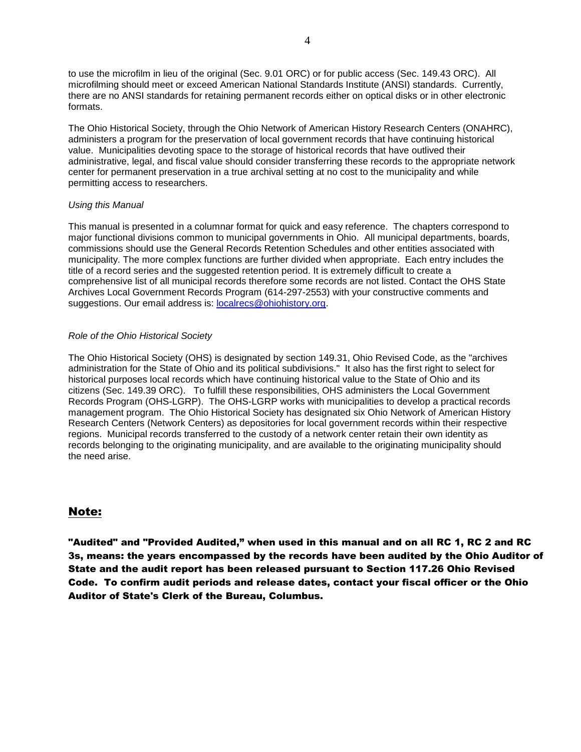to use the microfilm in lieu of the original (Sec. 9.01 ORC) or for public access (Sec. 149.43 ORC). All microfilming should meet or exceed American National Standards Institute (ANSI) standards. Currently, there are no ANSI standards for retaining permanent records either on optical disks or in other electronic formats.

The Ohio Historical Society, through the Ohio Network of American History Research Centers (ONAHRC), administers a program for the preservation of local government records that have continuing historical value. Municipalities devoting space to the storage of historical records that have outlived their administrative, legal, and fiscal value should consider transferring these records to the appropriate network center for permanent preservation in a true archival setting at no cost to the municipality and while permitting access to researchers.

*Using this Manual*

This manual is presented in a columnar format for quick and easy reference. The chapters correspond to major functional divisions common to municipal governments in Ohio. All municipal departments, boards, commissions should use the General Records Retention Schedules and other entities associated with municipality. The more complex functions are further divided when appropriate. Each entry includes the title of a record series and the suggested retention period. It is extremely difficult to create a comprehensive list of all municipal records therefore some records are not listed. Contact the OHS State Archives Local Government Records Program (614-297-2553) with your constructive comments and suggestions. Our email address is: localrecs@ohiohistory.org.

*Role of the Ohio Historical Society*

The Ohio Historical Society (OHS) is designated by section 149.31, Ohio Revised Code, as the "archives administration for the State of Ohio and its political subdivisions." It also has the first right to select for historical purposes local records which have continuing historical value to the State of Ohio and its citizens (Sec. 149.39 ORC). To fulfill these responsibilities, OHS administers the Local Government Records Program (OHS-LGRP). The OHS-LGRP works with municipalities to develop a practical records management program. The Ohio Historical Society has designated six Ohio Network of American History Research Centers (Network Centers) as depositories for local government records within their respective regions. Municipal records transferred to the custody of a network center retain their own identity as records belonging to the originating municipality, and are available to the originating municipality should the need arise.

## Note:

**"Audited" and "Provided Audited," when used in this manual and on all RC 1, RC 2 and RC 3s, means: the years encompassed by the records have been audited by the Ohio Auditor of State and the audit report has been released pursuant to Section 117.26 Ohio Revised Code. To confirm audit periods and release dates, contact your fiscal officer or the Ohio Auditor of State's Clerk of the Bureau, Columbus.**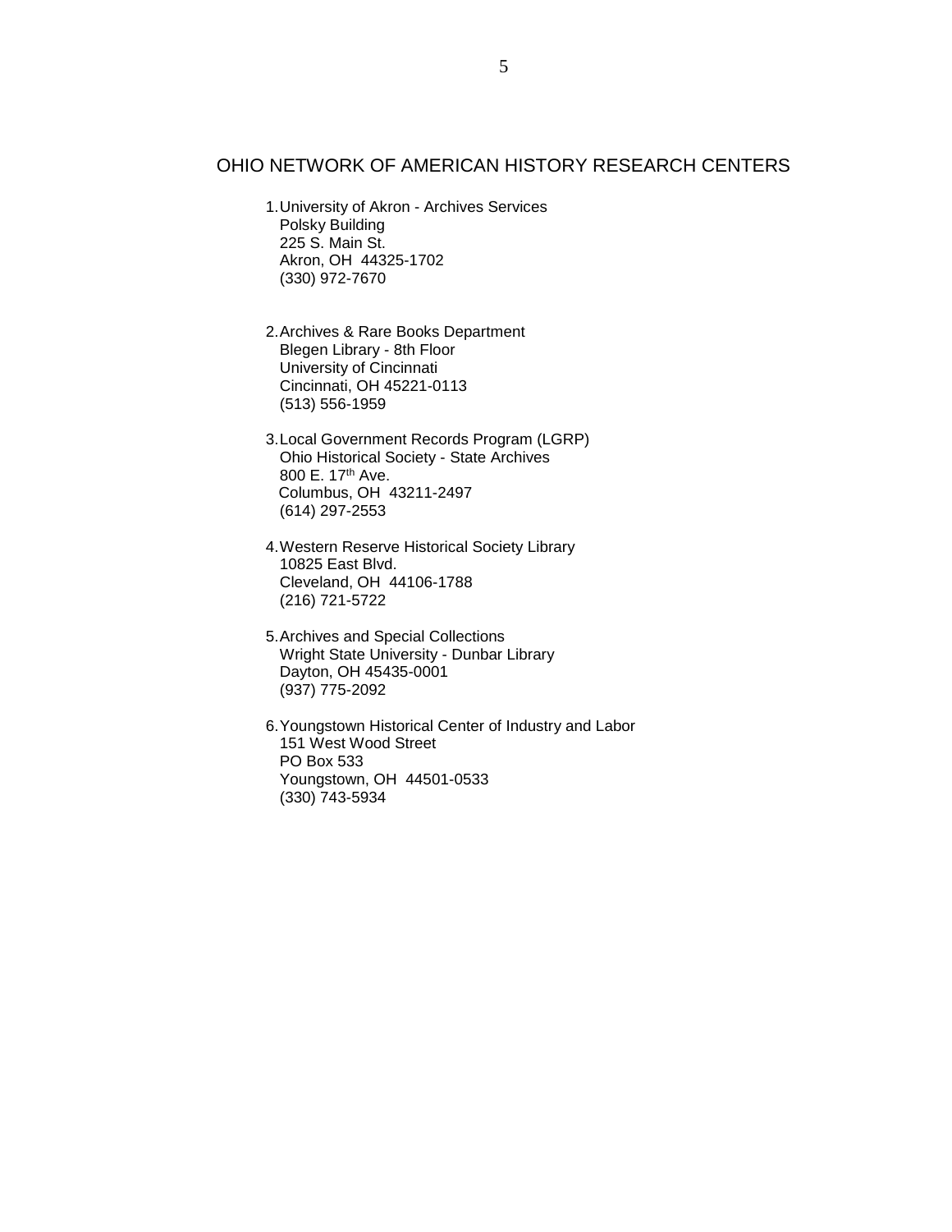## OHIO NETWORK OF AMERICAN HISTORY RESEARCH CENTERS

1. University of Akron - Archives Services  
   Polsky Building  
   225 S. Main St.  
   Akron, OH 44325-1702  
   (330) 972-7670

2. Archives & Rare Books Department  
   Blegen Library - 8th Floor  
   University of Cincinnati  
   Cincinnati, OH 45221-0113  
   (513) 556-1959

3. Local Government Records Program (LGRP)  
   Ohio Historical Society - State Archives  
   800 E. 17th Ave.  
   Columbus, OH 43211-2497  
   (614) 297-2553

4. Western Reserve Historical Society Library  
   10825 East Blvd.  
   Cleveland, OH 44106-1788  
   (216) 721-5722

5. Archives and Special Collections  
   Wright State University - Dunbar Library  
   Dayton, OH 45435-0001  
   (937) 775-2092

6. Youngstown Historical Center of Industry and Labor  
   151 West Wood Street  
   PO Box 533  
   Youngstown, OH 44501-0533  
   (330) 743-5934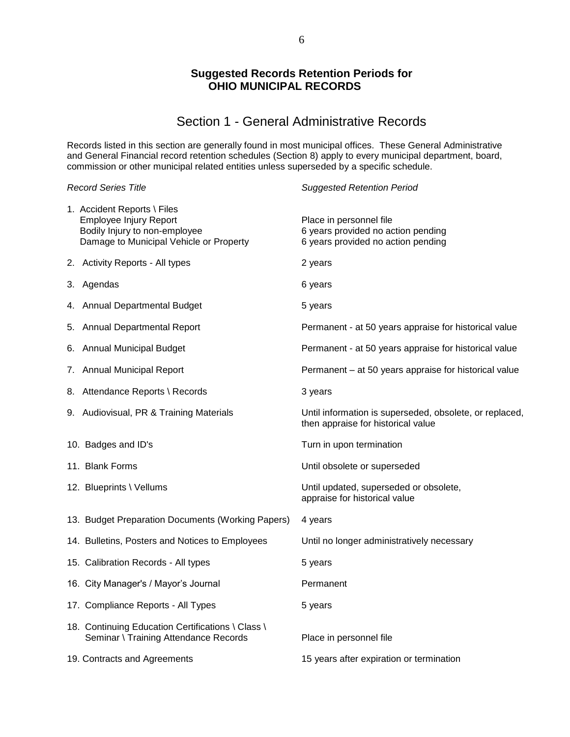**Suggested Records Retention Periods for OHIO MUNICIPAL RECORDS**

## Section 1 - General Administrative Records

Records listed in this section are generally found in most municipal offices. These General Administrative and General Financial record retention schedules (Section 8) apply to every municipal department, board, commission or other municipal related entities unless superseded by a specific schedule.

| *Record Series Title* | *Suggested Retention Period* |
|---|---|
| 1. Accident Reports \ Files | |
| Employee Injury Report | Place in personnel file |
| Bodily Injury to non-employee | 6 years provided no action pending |
| Damage to Municipal Vehicle or Property | 6 years provided no action pending |
| 2. Activity Reports - All types | 2 years |
| 3. Agendas | 6 years |
| 4. Annual Departmental Budget | 5 years |
| 5. Annual Departmental Report | Permanent - at 50 years appraise for historical value |
| 6. Annual Municipal Budget | Permanent - at 50 years appraise for historical value |
| 7. Annual Municipal Report | Permanent – at 50 years appraise for historical value |
| 8. Attendance Reports \ Records | 3 years |
| 9. Audiovisual, PR & Training Materials | Until information is superseded, obsolete, or replaced, then appraise for historical value |
| 10. Badges and ID's | Turn in upon termination |
| 11. Blank Forms | Until obsolete or superseded |
| 12. Blueprints \ Vellums | Until updated, superseded or obsolete, appraise for historical value |
| 13. Budget Preparation Documents (Working Papers) | 4 years |
| 14. Bulletins, Posters and Notices to Employees | Until no longer administratively necessary |
| 15. Calibration Records - All types | 5 years |
| 16. City Manager's / Mayor's Journal | Permanent |
| 17. Compliance Reports - All Types | 5 years |
| 18. Continuing Education Certifications \ Class \ Seminar \ Training Attendance Records | Place in personnel file |
| 19. Contracts and Agreements | 15 years after expiration or termination |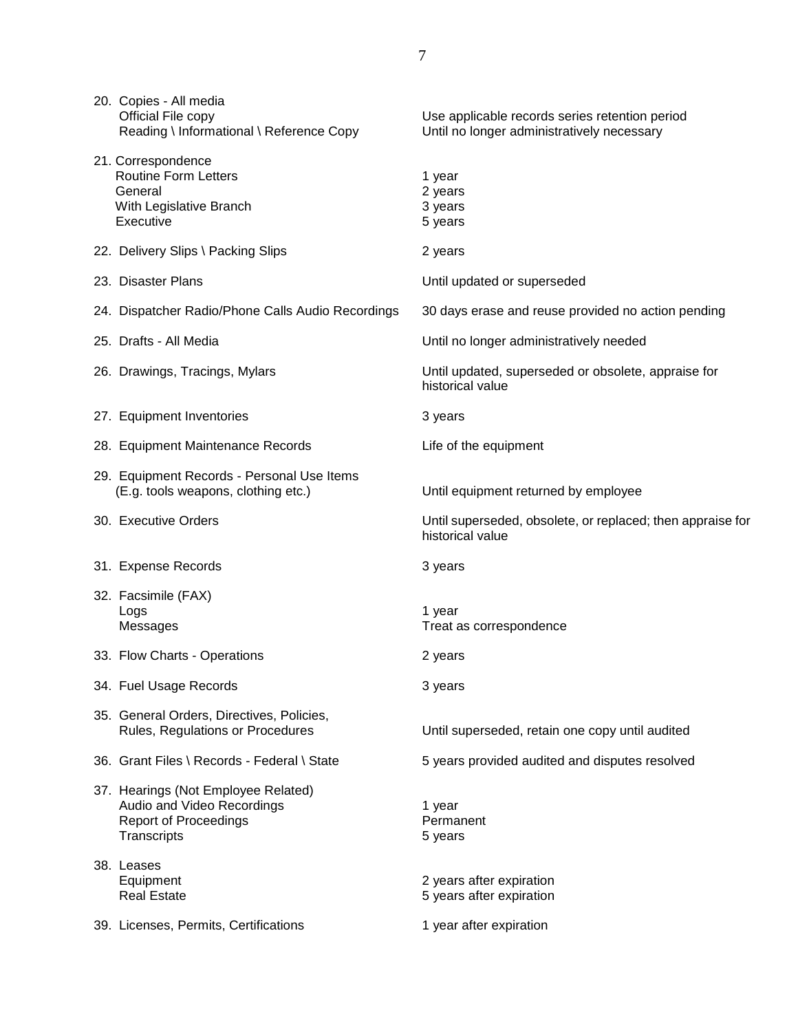| | |
|---|---|
| 20. Copies - All media | |
| Official File copy | Use applicable records series retention period |
| Reading \ Informational \ Reference Copy | Until no longer administratively necessary |
| 21. Correspondence | |
| Routine Form Letters | 1 year |
| General | 2 years |
| With Legislative Branch | 3 years |
| Executive | 5 years |
| 22. Delivery Slips \ Packing Slips | 2 years |
| 23. Disaster Plans | Until updated or superseded |
| 24. Dispatcher Radio/Phone Calls Audio Recordings | 30 days erase and reuse provided no action pending |
| 25. Drafts - All Media | Until no longer administratively needed |
| 26. Drawings, Tracings, Mylars | Until updated, superseded or obsolete, appraise for historical value |
| 27. Equipment Inventories | 3 years |
| 28. Equipment Maintenance Records | Life of the equipment |
| 29. Equipment Records - Personal Use Items (E.g. tools weapons, clothing etc.) | Until equipment returned by employee |
| 30. Executive Orders | Until superseded, obsolete, or replaced; then appraise for historical value |
| 31. Expense Records | 3 years |
| 32. Facsimile (FAX) | |
| Logs | 1 year |
| Messages | Treat as correspondence |
| 33. Flow Charts - Operations | 2 years |
| 34. Fuel Usage Records | 3 years |
| 35. General Orders, Directives, Policies, Rules, Regulations or Procedures | Until superseded, retain one copy until audited |
| 36. Grant Files \ Records - Federal \ State | 5 years provided audited and disputes resolved |
| 37. Hearings (Not Employee Related) | |
| Audio and Video Recordings | 1 year |
| Report of Proceedings | Permanent |
| Transcripts | 5 years |
| 38. Leases | |
| Equipment | 2 years after expiration |
| Real Estate | 5 years after expiration |
| 39. Licenses, Permits, Certifications | 1 year after expiration |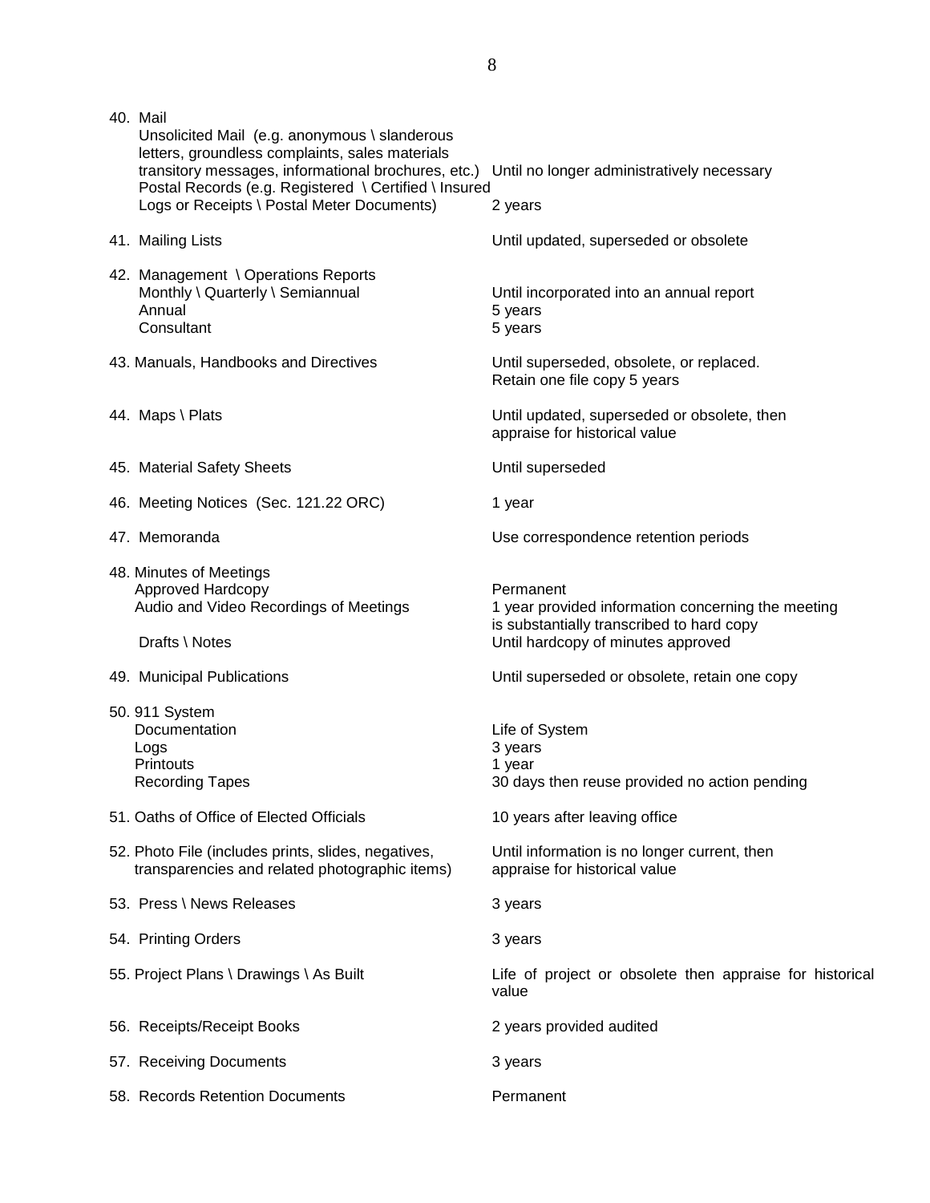| Record | Retention Period |
|---|---|
| 40. Mail | |
| Unsolicited Mail (e.g. anonymous \ slanderous letters, groundless complaints, sales materials transitory messages, informational brochures, etc.) | Until no longer administratively necessary |
| Postal Records (e.g. Registered \ Certified \ Insured Logs or Receipts \ Postal Meter Documents) | 2 years |
| 41. Mailing Lists | Until updated, superseded or obsolete |
| 42. Management \ Operations Reports | |
| Monthly \ Quarterly \ Semiannual | Until incorporated into an annual report |
| Annual | 5 years |
| Consultant | 5 years |
| 43. Manuals, Handbooks and Directives | Until superseded, obsolete, or replaced. Retain one file copy 5 years |
| 44. Maps \ Plats | Until updated, superseded or obsolete, then appraise for historical value |
| 45. Material Safety Sheets | Until superseded |
| 46. Meeting Notices (Sec. 121.22 ORC) | 1 year |
| 47. Memoranda | Use correspondence retention periods |
| 48. Minutes of Meetings | |
| Approved Hardcopy | Permanent |
| Audio and Video Recordings of Meetings | 1 year provided information concerning the meeting is substantially transcribed to hard copy |
| Drafts \ Notes | Until hardcopy of minutes approved |
| 49. Municipal Publications | Until superseded or obsolete, retain one copy |
| 50. 911 System | |
| Documentation | Life of System |
| Logs | 3 years |
| Printouts | 1 year |
| Recording Tapes | 30 days then reuse provided no action pending |
| 51. Oaths of Office of Elected Officials | 10 years after leaving office |
| 52. Photo File (includes prints, slides, negatives, transparencies and related photographic items) | Until information is no longer current, then appraise for historical value |
| 53. Press \ News Releases | 3 years |
| 54. Printing Orders | 3 years |
| 55. Project Plans \ Drawings \ As Built | Life of project or obsolete then appraise for historical value |
| 56. Receipts/Receipt Books | 2 years provided audited |
| 57. Receiving Documents | 3 years |
| 58. Records Retention Documents | Permanent |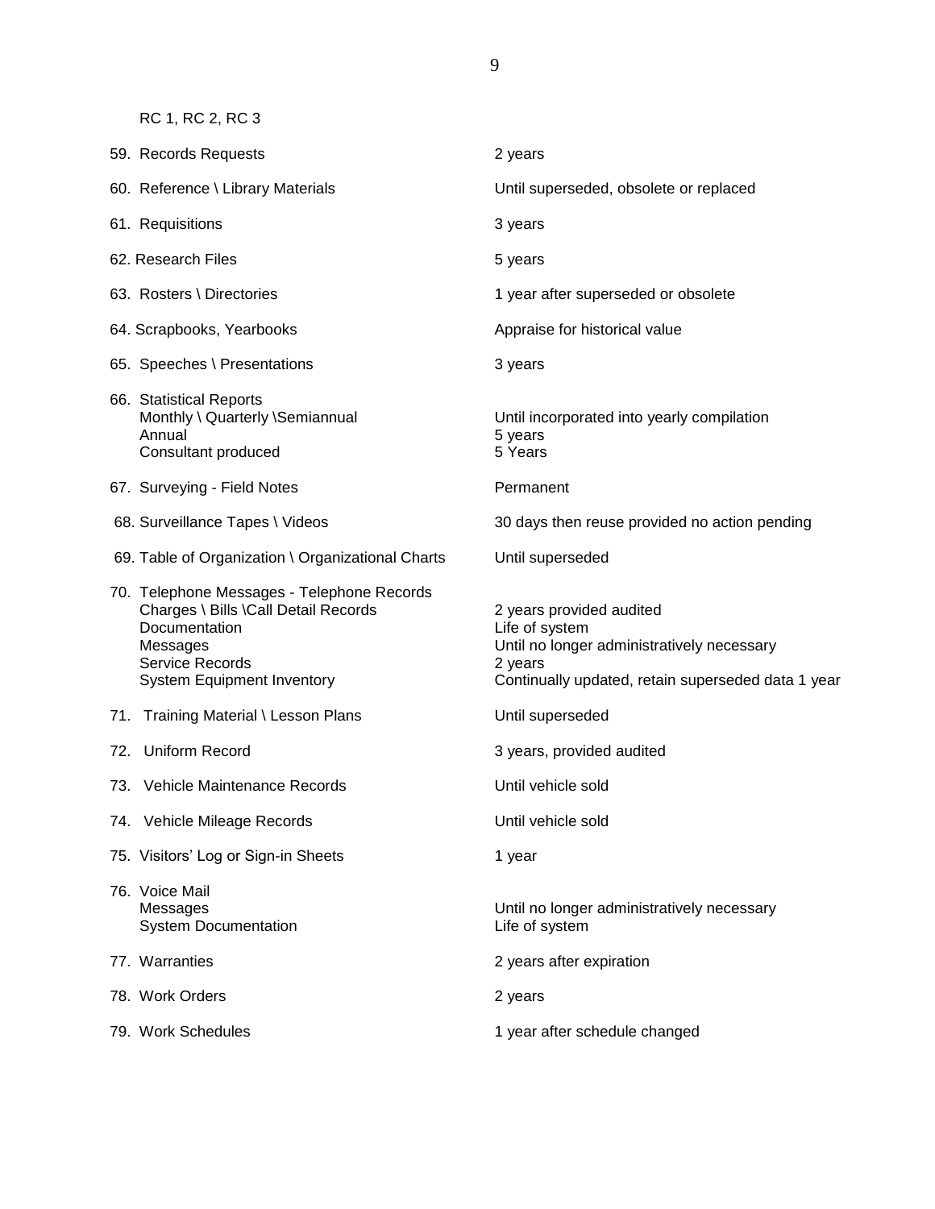RC 1, RC 2, RC 3

| | |
|---|---|
| 59. Records Requests | 2 years |
| 60. Reference \ Library Materials | Until superseded, obsolete or replaced |
| 61. Requisitions | 3 years |
| 62. Research Files | 5 years |
| 63. Rosters \ Directories | 1 year after superseded or obsolete |
| 64. Scrapbooks, Yearbooks | Appraise for historical value |
| 65. Speeches \ Presentations | 3 years |
| 66. Statistical Reports | |
| Monthly \ Quarterly \Semiannual | Until incorporated into yearly compilation |
| Annual | 5 years |
| Consultant produced | 5 Years |
| 67. Surveying - Field Notes | Permanent |
| 68. Surveillance Tapes \ Videos | 30 days then reuse provided no action pending |
| 69. Table of Organization \ Organizational Charts | Until superseded |
| 70. Telephone Messages - Telephone Records | |
| Charges \ Bills \Call Detail Records | 2 years provided audited |
| Documentation | Life of system |
| Messages | Until no longer administratively necessary |
| Service Records | 2 years |
| System Equipment Inventory | Continually updated, retain superseded data 1 year |
| 71. Training Material \ Lesson Plans | Until superseded |
| 72. Uniform Record | 3 years, provided audited |
| 73. Vehicle Maintenance Records | Until vehicle sold |
| 74. Vehicle Mileage Records | Until vehicle sold |
| 75. Visitors' Log or Sign-in Sheets | 1 year |
| 76. Voice Mail | |
| Messages | Until no longer administratively necessary |
| System Documentation | Life of system |
| 77. Warranties | 2 years after expiration |
| 78. Work Orders | 2 years |
| 79. Work Schedules | 1 year after schedule changed |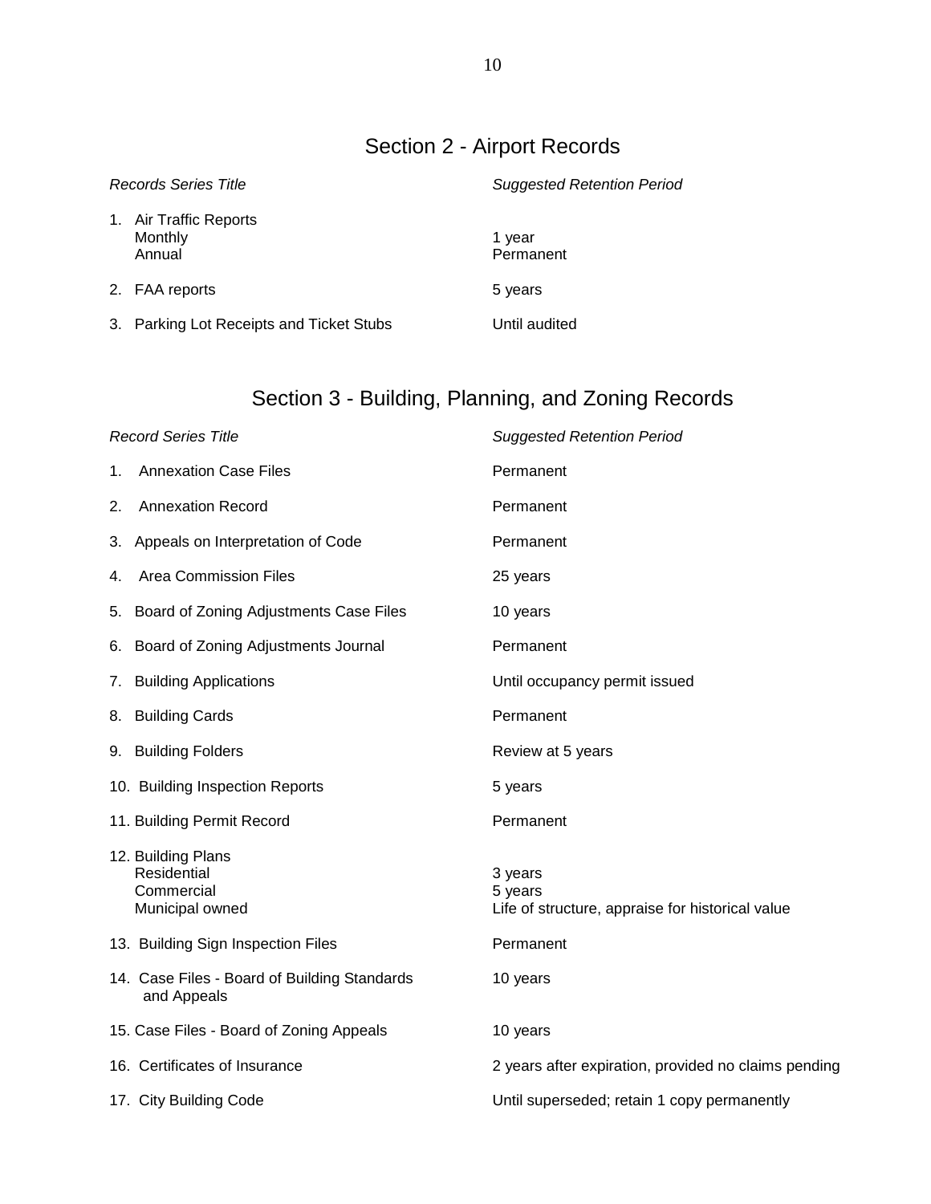## Section 2 - Airport Records

| *Records Series Title* | *Suggested Retention Period* |
|---|---|
| 1. Air Traffic Reports | |
| Monthly | 1 year |
| Annual | Permanent |
| 2. FAA reports | 5 years |
| 3. Parking Lot Receipts and Ticket Stubs | Until audited |

## Section 3 - Building, Planning, and Zoning Records

| *Record Series Title* | *Suggested Retention Period* |
|---|---|
| 1. Annexation Case Files | Permanent |
| 2. Annexation Record | Permanent |
| 3. Appeals on Interpretation of Code | Permanent |
| 4. Area Commission Files | 25 years |
| 5. Board of Zoning Adjustments Case Files | 10 years |
| 6. Board of Zoning Adjustments Journal | Permanent |
| 7. Building Applications | Until occupancy permit issued |
| 8. Building Cards | Permanent |
| 9. Building Folders | Review at 5 years |
| 10. Building Inspection Reports | 5 years |
| 11. Building Permit Record | Permanent |
| 12. Building Plans | |
| Residential | 3 years |
| Commercial | 5 years |
| Municipal owned | Life of structure, appraise for historical value |
| 13. Building Sign Inspection Files | Permanent |
| 14. Case Files - Board of Building Standards and Appeals | 10 years |
| 15. Case Files - Board of Zoning Appeals | 10 years |
| 16. Certificates of Insurance | 2 years after expiration, provided no claims pending |
| 17. City Building Code | Until superseded; retain 1 copy permanently |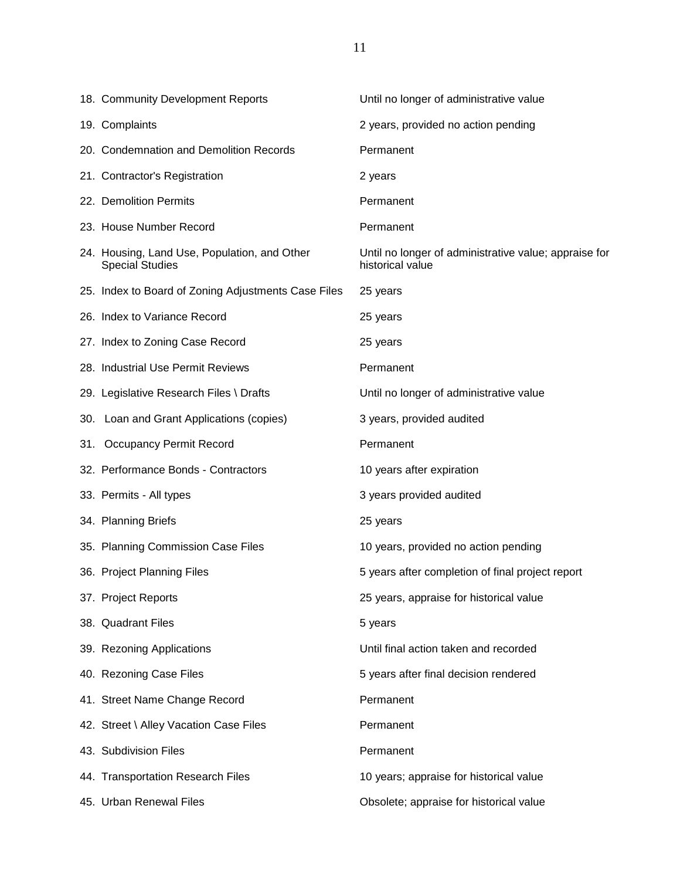18. Community Development Reports — Until no longer of administrative value

19. Complaints — 2 years, provided no action pending

20. Condemnation and Demolition Records — Permanent

21. Contractor's Registration — 2 years

22. Demolition Permits — Permanent

23. House Number Record — Permanent

24. Housing, Land Use, Population, and Other Special Studies — Until no longer of administrative value; appraise for historical value

25. Index to Board of Zoning Adjustments Case Files — 25 years

26. Index to Variance Record — 25 years

27. Index to Zoning Case Record — 25 years

28. Industrial Use Permit Reviews — Permanent

29. Legislative Research Files \ Drafts — Until no longer of administrative value

30. Loan and Grant Applications (copies) — 3 years, provided audited

31. Occupancy Permit Record — Permanent

32. Performance Bonds - Contractors — 10 years after expiration

33. Permits - All types — 3 years provided audited

34. Planning Briefs — 25 years

35. Planning Commission Case Files — 10 years, provided no action pending

36. Project Planning Files — 5 years after completion of final project report

37. Project Reports — 25 years, appraise for historical value

38. Quadrant Files — 5 years

39. Rezoning Applications — Until final action taken and recorded

40. Rezoning Case Files — 5 years after final decision rendered

41. Street Name Change Record — Permanent

42. Street \ Alley Vacation Case Files — Permanent

43. Subdivision Files — Permanent

44. Transportation Research Files — 10 years; appraise for historical value

45. Urban Renewal Files — Obsolete; appraise for historical value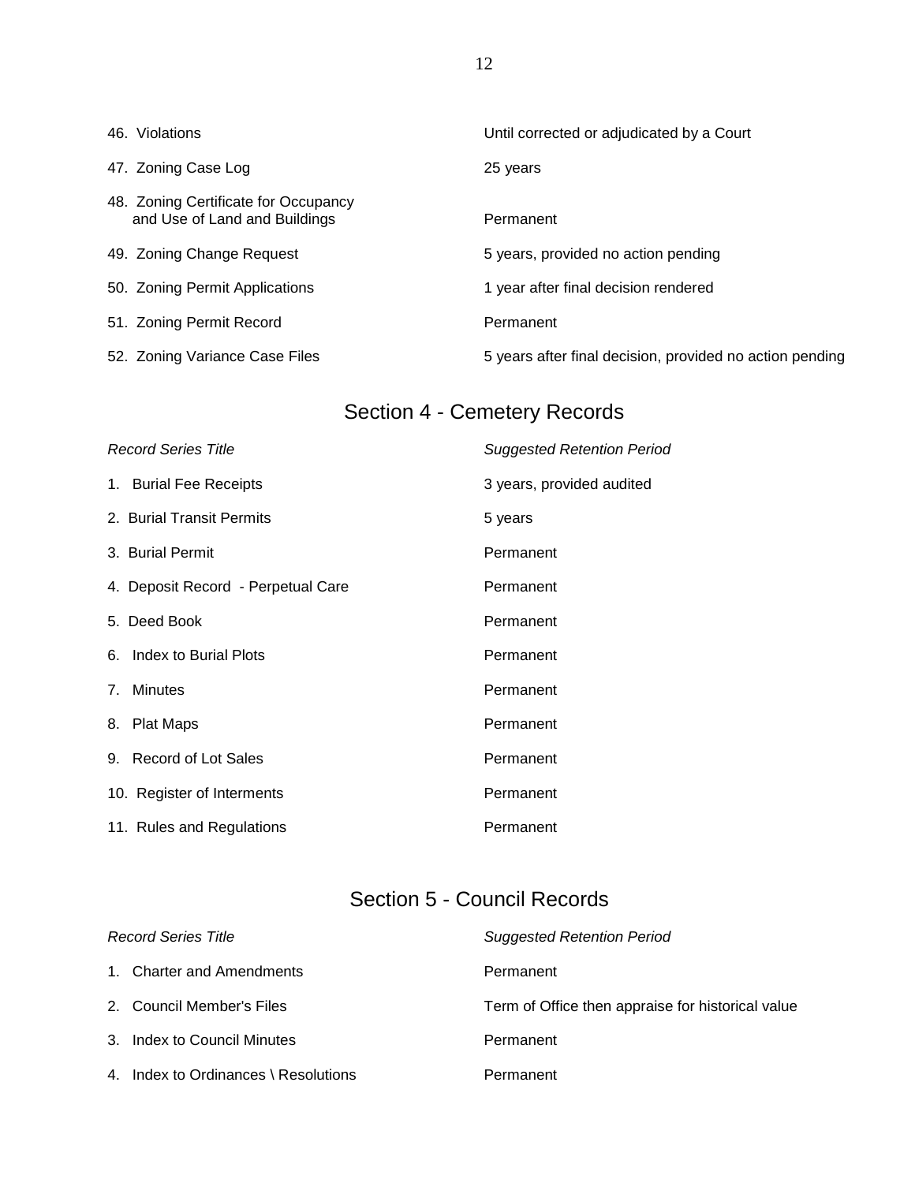| | |
|---|---|
| 46. Violations | Until corrected or adjudicated by a Court |
| 47. Zoning Case Log | 25 years |
| 48. Zoning Certificate for Occupancy and Use of Land and Buildings | Permanent |
| 49. Zoning Change Request | 5 years, provided no action pending |
| 50. Zoning Permit Applications | 1 year after final decision rendered |
| 51. Zoning Permit Record | Permanent |
| 52. Zoning Variance Case Files | 5 years after final decision, provided no action pending |

## Section 4 - Cemetery Records

| *Record Series Title* | *Suggested Retention Period* |
|---|---|
| 1. Burial Fee Receipts | 3 years, provided audited |
| 2. Burial Transit Permits | 5 years |
| 3. Burial Permit | Permanent |
| 4. Deposit Record - Perpetual Care | Permanent |
| 5. Deed Book | Permanent |
| 6. Index to Burial Plots | Permanent |
| 7. Minutes | Permanent |
| 8. Plat Maps | Permanent |
| 9. Record of Lot Sales | Permanent |
| 10. Register of Interments | Permanent |
| 11. Rules and Regulations | Permanent |

## Section 5 - Council Records

| *Record Series Title* | *Suggested Retention Period* |
|---|---|
| 1. Charter and Amendments | Permanent |
| 2. Council Member's Files | Term of Office then appraise for historical value |
| 3. Index to Council Minutes | Permanent |
| 4. Index to Ordinances \ Resolutions | Permanent |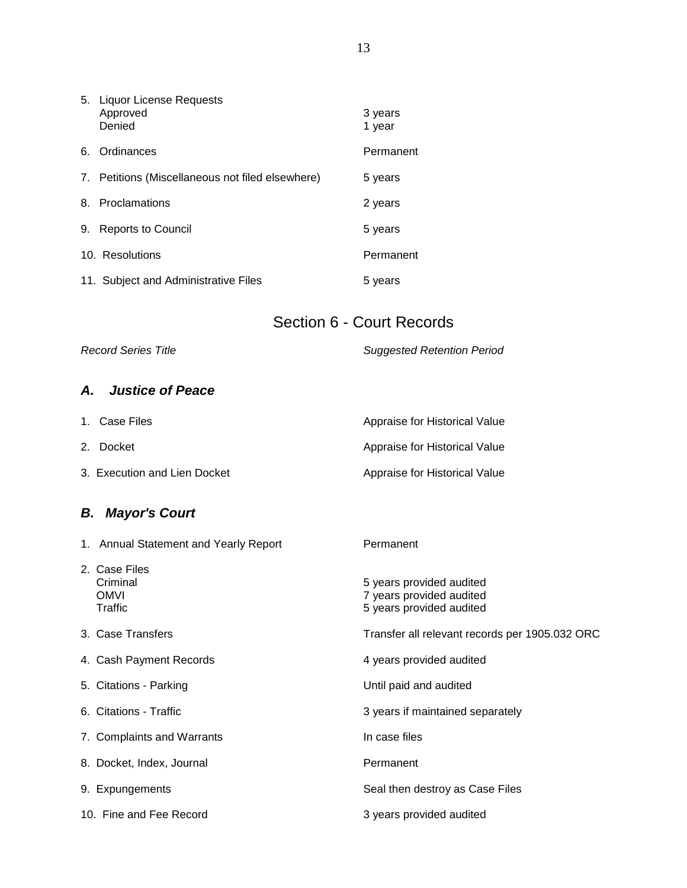| | |
|---|---|
| 5. Liquor License Requests | |
| Approved | 3 years |
| Denied | 1 year |
| 6. Ordinances | Permanent |
| 7. Petitions (Miscellaneous not filed elsewhere) | 5 years |
| 8. Proclamations | 2 years |
| 9. Reports to Council | 5 years |
| 10. Resolutions | Permanent |
| 11. Subject and Administrative Files | 5 years |

## Section 6 - Court Records

| *Record Series Title* | *Suggested Retention Period* |
|---|---|

### *A. Justice of Peace*

| | |
|---|---|
| 1. Case Files | Appraise for Historical Value |
| 2. Docket | Appraise for Historical Value |
| 3. Execution and Lien Docket | Appraise for Historical Value |

### *B. Mayor's Court*

| | |
|---|---|
| 1. Annual Statement and Yearly Report | Permanent |
| 2. Case Files | |
| Criminal | 5 years provided audited |
| OMVI | 7 years provided audited |
| Traffic | 5 years provided audited |
| 3. Case Transfers | Transfer all relevant records per 1905.032 ORC |
| 4. Cash Payment Records | 4 years provided audited |
| 5. Citations - Parking | Until paid and audited |
| 6. Citations - Traffic | 3 years if maintained separately |
| 7. Complaints and Warrants | In case files |
| 8. Docket, Index, Journal | Permanent |
| 9. Expungements | Seal then destroy as Case Files |
| 10. Fine and Fee Record | 3 years provided audited |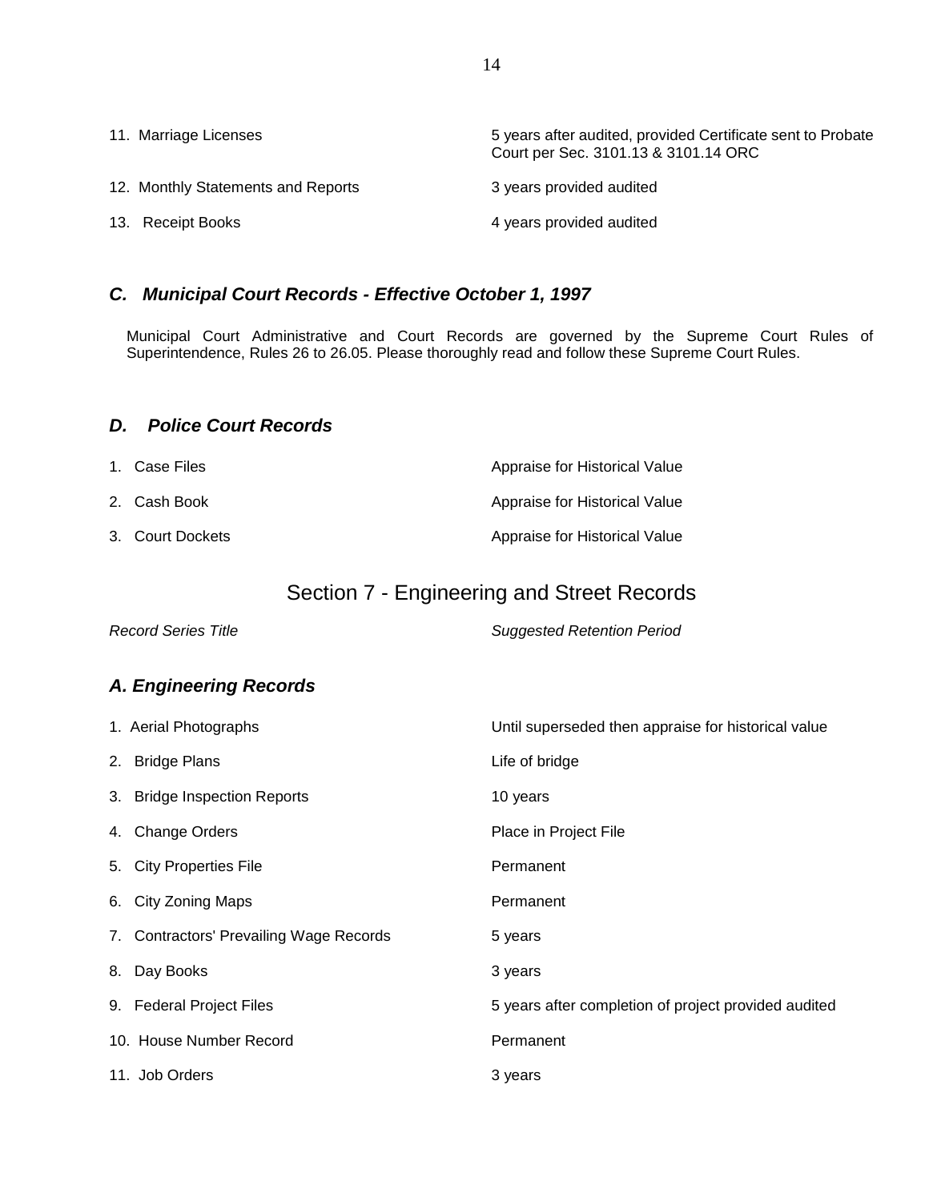| | |
|---|---|
| 11. Marriage Licenses | 5 years after audited, provided Certificate sent to Probate Court per Sec. 3101.13 & 3101.14 ORC |
| 12. Monthly Statements and Reports | 3 years provided audited |
| 13. Receipt Books | 4 years provided audited |

### *C. Municipal Court Records - Effective October 1, 1997*

Municipal Court Administrative and Court Records are governed by the Supreme Court Rules of Superintendence, Rules 26 to 26.05. Please thoroughly read and follow these Supreme Court Rules.

### *D. Police Court Records*

| | |
|---|---|
| 1. Case Files | Appraise for Historical Value |
| 2. Cash Book | Appraise for Historical Value |
| 3. Court Dockets | Appraise for Historical Value |

## Section 7 - Engineering and Street Records

| *Record Series Title* | *Suggested Retention Period* |
|---|---|

### *A. Engineering Records*

| | |
|---|---|
| 1. Aerial Photographs | Until superseded then appraise for historical value |
| 2. Bridge Plans | Life of bridge |
| 3. Bridge Inspection Reports | 10 years |
| 4. Change Orders | Place in Project File |
| 5. City Properties File | Permanent |
| 6. City Zoning Maps | Permanent |
| 7. Contractors' Prevailing Wage Records | 5 years |
| 8. Day Books | 3 years |
| 9. Federal Project Files | 5 years after completion of project provided audited |
| 10. House Number Record | Permanent |
| 11. Job Orders | 3 years |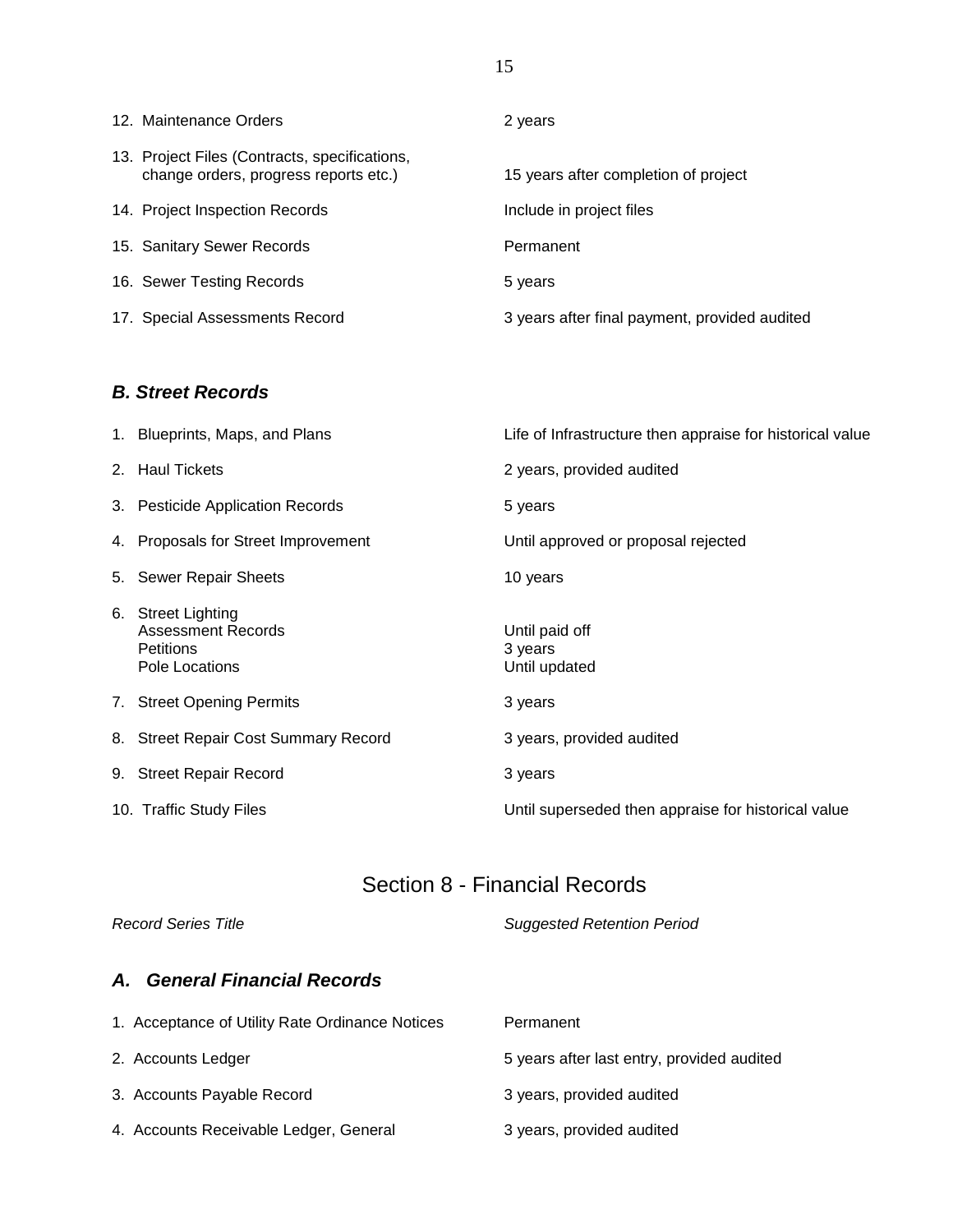| | |
|---|---|
| 12. Maintenance Orders | 2 years |
| 13. Project Files (Contracts, specifications, change orders, progress reports etc.) | 15 years after completion of project |
| 14. Project Inspection Records | Include in project files |
| 15. Sanitary Sewer Records | Permanent |
| 16. Sewer Testing Records | 5 years |
| 17. Special Assessments Record | 3 years after final payment, provided audited |

### *B. Street Records*

| | |
|---|---|
| 1. Blueprints, Maps, and Plans | Life of Infrastructure then appraise for historical value |
| 2. Haul Tickets | 2 years, provided audited |
| 3. Pesticide Application Records | 5 years |
| 4. Proposals for Street Improvement | Until approved or proposal rejected |
| 5. Sewer Repair Sheets | 10 years |
| 6. Street Lighting | |
| Assessment Records | Until paid off |
| Petitions | 3 years |
| Pole Locations | Until updated |
| 7. Street Opening Permits | 3 years |
| 8. Street Repair Cost Summary Record | 3 years, provided audited |
| 9. Street Repair Record | 3 years |
| 10. Traffic Study Files | Until superseded then appraise for historical value |

## Section 8 - Financial Records

| *Record Series Title* | *Suggested Retention Period* |
|---|---|

### *A. General Financial Records*

| | |
|---|---|
| 1. Acceptance of Utility Rate Ordinance Notices | Permanent |
| 2. Accounts Ledger | 5 years after last entry, provided audited |
| 3. Accounts Payable Record | 3 years, provided audited |
| 4. Accounts Receivable Ledger, General | 3 years, provided audited |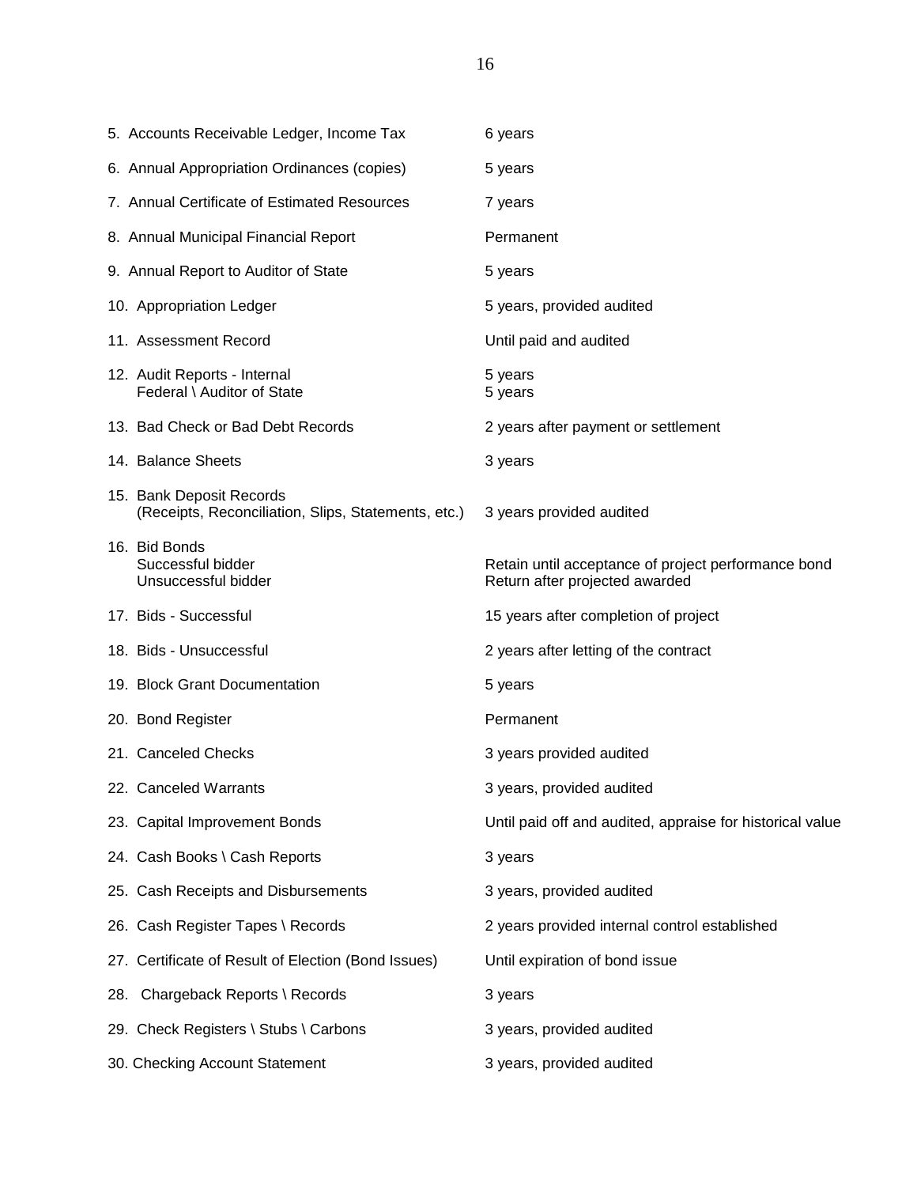| | |
|---|---|
| 5. Accounts Receivable Ledger, Income Tax | 6 years |
| 6. Annual Appropriation Ordinances (copies) | 5 years |
| 7. Annual Certificate of Estimated Resources | 7 years |
| 8. Annual Municipal Financial Report | Permanent |
| 9. Annual Report to Auditor of State | 5 years |
| 10. Appropriation Ledger | 5 years, provided audited |
| 11. Assessment Record | Until paid and audited |
| 12. Audit Reports - Internal<br>Federal \ Auditor of State | 5 years<br>5 years |
| 13. Bad Check or Bad Debt Records | 2 years after payment or settlement |
| 14. Balance Sheets | 3 years |
| 15. Bank Deposit Records<br>(Receipts, Reconciliation, Slips, Statements, etc.) | 3 years provided audited |
| 16. Bid Bonds<br>Successful bidder<br>Unsuccessful bidder | <br>Retain until acceptance of project performance bond<br>Return after projected awarded |
| 17. Bids - Successful | 15 years after completion of project |
| 18. Bids - Unsuccessful | 2 years after letting of the contract |
| 19. Block Grant Documentation | 5 years |
| 20. Bond Register | Permanent |
| 21. Canceled Checks | 3 years provided audited |
| 22. Canceled Warrants | 3 years, provided audited |
| 23. Capital Improvement Bonds | Until paid off and audited, appraise for historical value |
| 24. Cash Books \ Cash Reports | 3 years |
| 25. Cash Receipts and Disbursements | 3 years, provided audited |
| 26. Cash Register Tapes \ Records | 2 years provided internal control established |
| 27. Certificate of Result of Election (Bond Issues) | Until expiration of bond issue |
| 28. Chargeback Reports \ Records | 3 years |
| 29. Check Registers \ Stubs \ Carbons | 3 years, provided audited |
| 30. Checking Account Statement | 3 years, provided audited |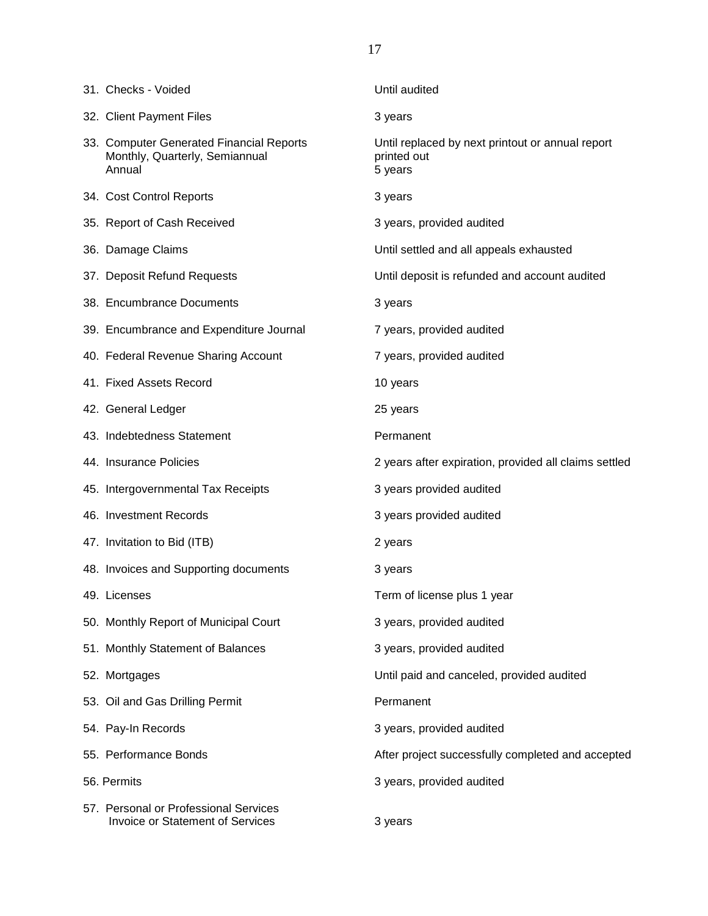| Record | Retention |
|---|---|
| 31. Checks - Voided | Until audited |
| 32. Client Payment Files | 3 years |
| 33. Computer Generated Financial Reports<br>Monthly, Quarterly, Semiannual<br>Annual | <br>Until replaced by next printout or annual report printed out<br>5 years |
| 34. Cost Control Reports | 3 years |
| 35. Report of Cash Received | 3 years, provided audited |
| 36. Damage Claims | Until settled and all appeals exhausted |
| 37. Deposit Refund Requests | Until deposit is refunded and account audited |
| 38. Encumbrance Documents | 3 years |
| 39. Encumbrance and Expenditure Journal | 7 years, provided audited |
| 40. Federal Revenue Sharing Account | 7 years, provided audited |
| 41. Fixed Assets Record | 10 years |
| 42. General Ledger | 25 years |
| 43. Indebtedness Statement | Permanent |
| 44. Insurance Policies | 2 years after expiration, provided all claims settled |
| 45. Intergovernmental Tax Receipts | 3 years provided audited |
| 46. Investment Records | 3 years provided audited |
| 47. Invitation to Bid (ITB) | 2 years |
| 48. Invoices and Supporting documents | 3 years |
| 49. Licenses | Term of license plus 1 year |
| 50. Monthly Report of Municipal Court | 3 years, provided audited |
| 51. Monthly Statement of Balances | 3 years, provided audited |
| 52. Mortgages | Until paid and canceled, provided audited |
| 53. Oil and Gas Drilling Permit | Permanent |
| 54. Pay-In Records | 3 years, provided audited |
| 55. Performance Bonds | After project successfully completed and accepted |
| 56. Permits | 3 years, provided audited |
| 57. Personal or Professional Services<br>Invoice or Statement of Services | <br>3 years |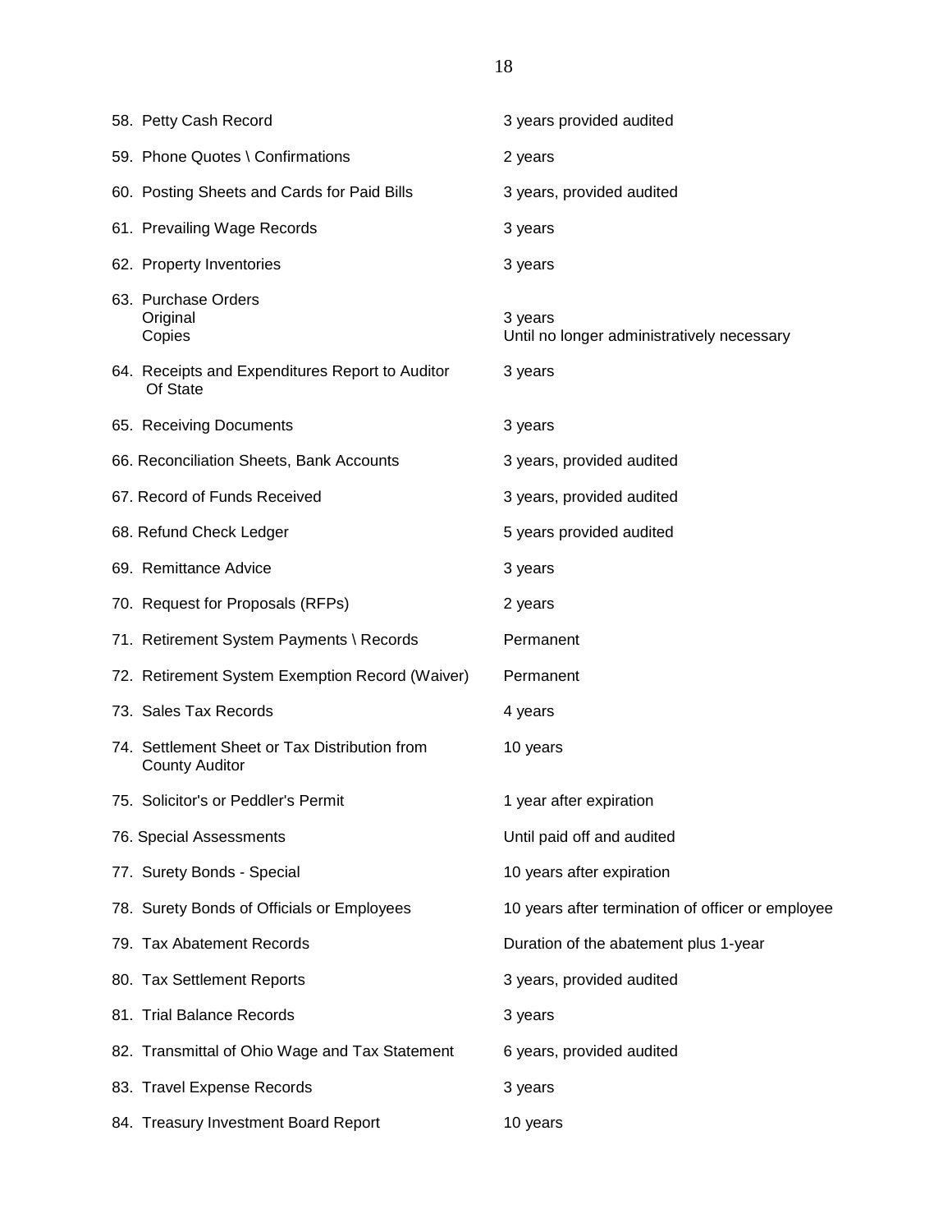| | |
|---|---|
| 58. Petty Cash Record | 3 years provided audited |
| 59. Phone Quotes \ Confirmations | 2 years |
| 60. Posting Sheets and Cards for Paid Bills | 3 years, provided audited |
| 61. Prevailing Wage Records | 3 years |
| 62. Property Inventories | 3 years |
| 63. Purchase Orders | |
| Original | 3 years |
| Copies | Until no longer administratively necessary |
| 64. Receipts and Expenditures Report to Auditor Of State | 3 years |
| 65. Receiving Documents | 3 years |
| 66. Reconciliation Sheets, Bank Accounts | 3 years, provided audited |
| 67. Record of Funds Received | 3 years, provided audited |
| 68. Refund Check Ledger | 5 years provided audited |
| 69. Remittance Advice | 3 years |
| 70. Request for Proposals (RFPs) | 2 years |
| 71. Retirement System Payments \ Records | Permanent |
| 72. Retirement System Exemption Record (Waiver) | Permanent |
| 73. Sales Tax Records | 4 years |
| 74. Settlement Sheet or Tax Distribution from County Auditor | 10 years |
| 75. Solicitor's or Peddler's Permit | 1 year after expiration |
| 76. Special Assessments | Until paid off and audited |
| 77. Surety Bonds - Special | 10 years after expiration |
| 78. Surety Bonds of Officials or Employees | 10 years after termination of officer or employee |
| 79. Tax Abatement Records | Duration of the abatement plus 1-year |
| 80. Tax Settlement Reports | 3 years, provided audited |
| 81. Trial Balance Records | 3 years |
| 82. Transmittal of Ohio Wage and Tax Statement | 6 years, provided audited |
| 83. Travel Expense Records | 3 years |
| 84. Treasury Investment Board Report | 10 years |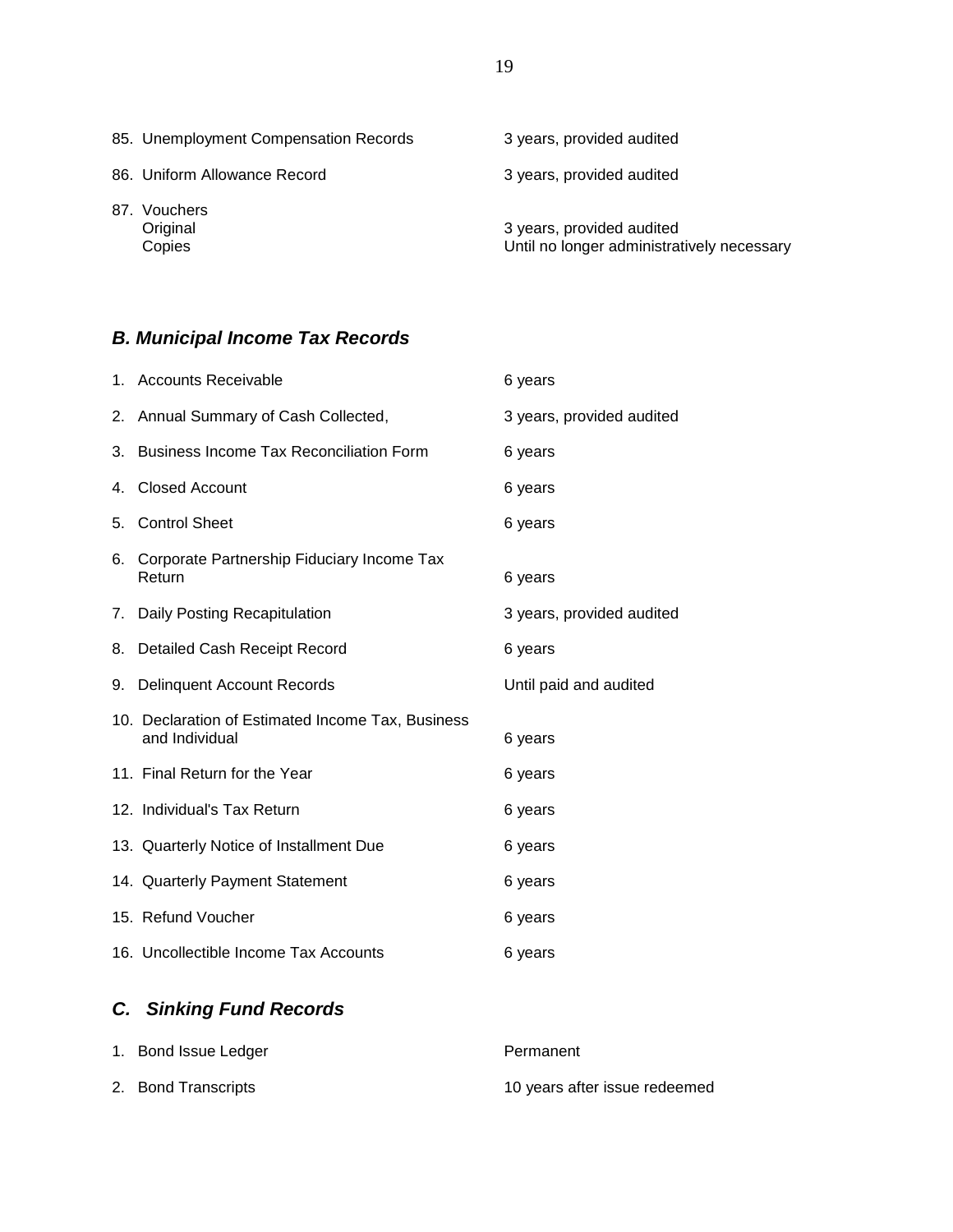| | |
|---|---|
| 85. Unemployment Compensation Records | 3 years, provided audited |
| 86. Uniform Allowance Record | 3 years, provided audited |
| 87. Vouchers | |
| Original | 3 years, provided audited |
| Copies | Until no longer administratively necessary |

### *B. Municipal Income Tax Records*

| | |
|---|---|
| 1. Accounts Receivable | 6 years |
| 2. Annual Summary of Cash Collected, | 3 years, provided audited |
| 3. Business Income Tax Reconciliation Form | 6 years |
| 4. Closed Account | 6 years |
| 5. Control Sheet | 6 years |
| 6. Corporate Partnership Fiduciary Income Tax Return | 6 years |
| 7. Daily Posting Recapitulation | 3 years, provided audited |
| 8. Detailed Cash Receipt Record | 6 years |
| 9. Delinquent Account Records | Until paid and audited |
| 10. Declaration of Estimated Income Tax, Business and Individual | 6 years |
| 11. Final Return for the Year | 6 years |
| 12. Individual's Tax Return | 6 years |
| 13. Quarterly Notice of Installment Due | 6 years |
| 14. Quarterly Payment Statement | 6 years |
| 15. Refund Voucher | 6 years |
| 16. Uncollectible Income Tax Accounts | 6 years |

### *C. Sinking Fund Records*

| | |
|---|---|
| 1. Bond Issue Ledger | Permanent |
| 2. Bond Transcripts | 10 years after issue redeemed |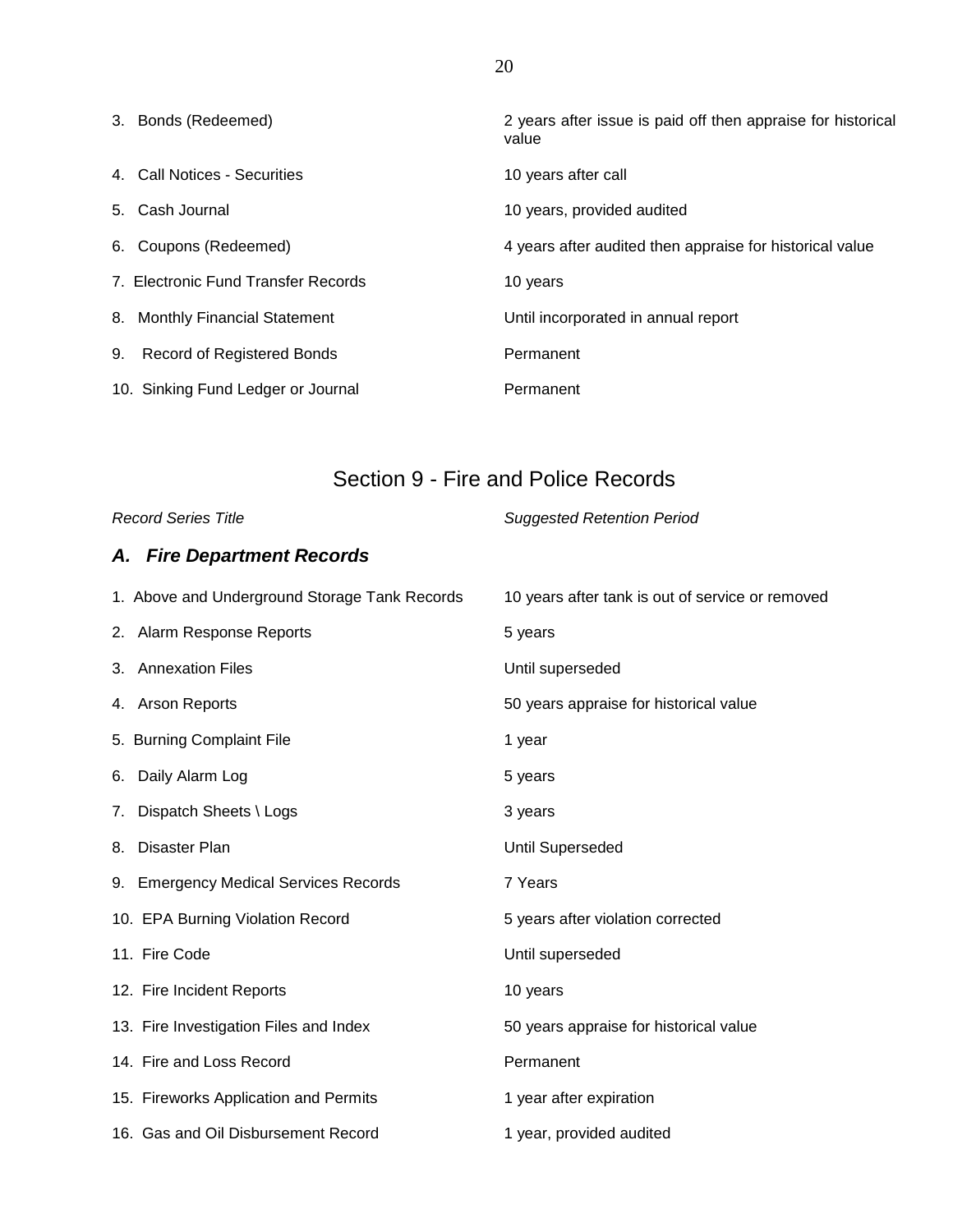| | |
|---|---|
| 3. Bonds (Redeemed) | 2 years after issue is paid off then appraise for historical value |
| 4. Call Notices - Securities | 10 years after call |
| 5. Cash Journal | 10 years, provided audited |
| 6. Coupons (Redeemed) | 4 years after audited then appraise for historical value |
| 7. Electronic Fund Transfer Records | 10 years |
| 8. Monthly Financial Statement | Until incorporated in annual report |
| 9. Record of Registered Bonds | Permanent |
| 10. Sinking Fund Ledger or Journal | Permanent |

## Section 9 - Fire and Police Records

| *Record Series Title* | *Suggested Retention Period* |
|---|---|
| ***A. Fire Department Records*** | |
| 1. Above and Underground Storage Tank Records | 10 years after tank is out of service or removed |
| 2. Alarm Response Reports | 5 years |
| 3. Annexation Files | Until superseded |
| 4. Arson Reports | 50 years appraise for historical value |
| 5. Burning Complaint File | 1 year |
| 6. Daily Alarm Log | 5 years |
| 7. Dispatch Sheets \ Logs | 3 years |
| 8. Disaster Plan | Until Superseded |
| 9. Emergency Medical Services Records | 7 Years |
| 10. EPA Burning Violation Record | 5 years after violation corrected |
| 11. Fire Code | Until superseded |
| 12. Fire Incident Reports | 10 years |
| 13. Fire Investigation Files and Index | 50 years appraise for historical value |
| 14. Fire and Loss Record | Permanent |
| 15. Fireworks Application and Permits | 1 year after expiration |
| 16. Gas and Oil Disbursement Record | 1 year, provided audited |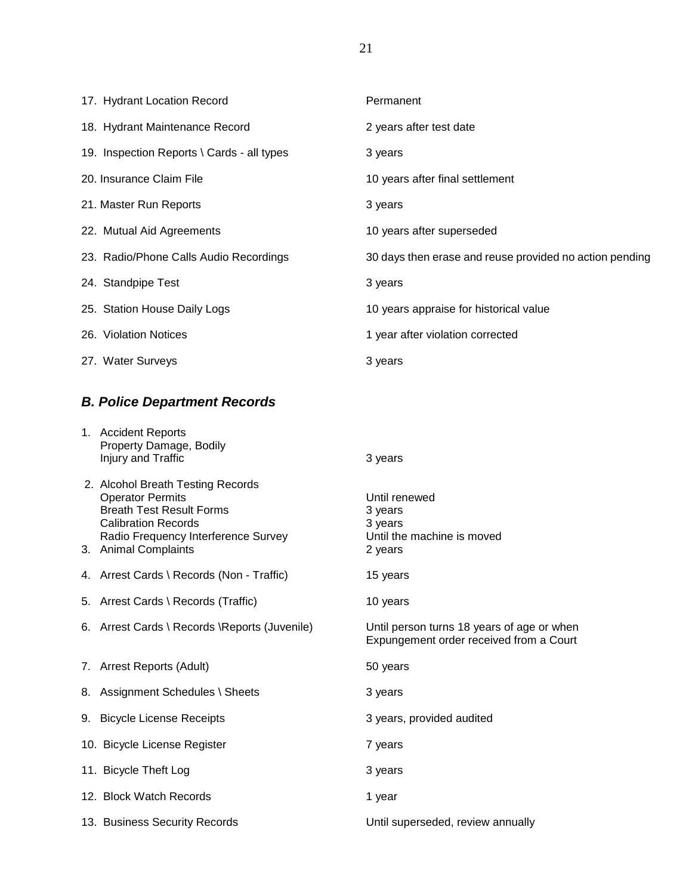| | |
|---|---|
| 17. Hydrant Location Record | Permanent |
| 18. Hydrant Maintenance Record | 2 years after test date |
| 19. Inspection Reports \ Cards - all types | 3 years |
| 20. Insurance Claim File | 10 years after final settlement |
| 21. Master Run Reports | 3 years |
| 22. Mutual Aid Agreements | 10 years after superseded |
| 23. Radio/Phone Calls Audio Recordings | 30 days then erase and reuse provided no action pending |
| 24. Standpipe Test | 3 years |
| 25. Station House Daily Logs | 10 years appraise for historical value |
| 26. Violation Notices | 1 year after violation corrected |
| 27. Water Surveys | 3 years |

### ***B. Police Department Records***

| | |
|---|---|
| 1. Accident Reports<br>Property Damage, Bodily<br>Injury and Traffic | 3 years |
| 2. Alcohol Breath Testing Records | |
| Operator Permits | Until renewed |
| Breath Test Result Forms | 3 years |
| Calibration Records | 3 years |
| Radio Frequency Interference Survey | Until the machine is moved |
| 3. Animal Complaints | 2 years |
| 4. Arrest Cards \ Records (Non - Traffic) | 15 years |
| 5. Arrest Cards \ Records (Traffic) | 10 years |
| 6. Arrest Cards \ Records \Reports (Juvenile) | Until person turns 18 years of age or when Expungement order received from a Court |
| 7. Arrest Reports (Adult) | 50 years |
| 8. Assignment Schedules \ Sheets | 3 years |
| 9. Bicycle License Receipts | 3 years, provided audited |
| 10. Bicycle License Register | 7 years |
| 11. Bicycle Theft Log | 3 years |
| 12. Block Watch Records | 1 year |
| 13. Business Security Records | Until superseded, review annually |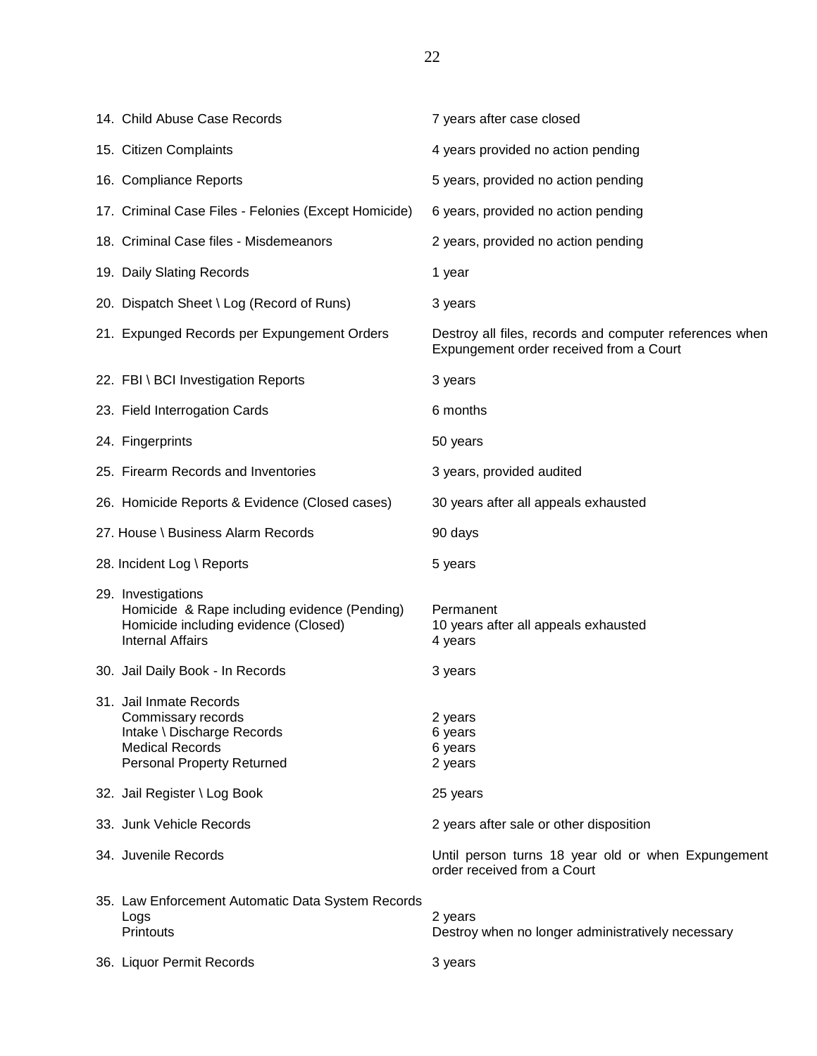| Record | Retention |
|---|---|
| 14. Child Abuse Case Records | 7 years after case closed |
| 15. Citizen Complaints | 4 years provided no action pending |
| 16. Compliance Reports | 5 years, provided no action pending |
| 17. Criminal Case Files - Felonies (Except Homicide) | 6 years, provided no action pending |
| 18. Criminal Case files - Misdemeanors | 2 years, provided no action pending |
| 19. Daily Slating Records | 1 year |
| 20. Dispatch Sheet \ Log (Record of Runs) | 3 years |
| 21. Expunged Records per Expungement Orders | Destroy all files, records and computer references when Expungement order received from a Court |
| 22. FBI \ BCI Investigation Reports | 3 years |
| 23. Field Interrogation Cards | 6 months |
| 24. Fingerprints | 50 years |
| 25. Firearm Records and Inventories | 3 years, provided audited |
| 26. Homicide Reports & Evidence (Closed cases) | 30 years after all appeals exhausted |
| 27. House \ Business Alarm Records | 90 days |
| 28. Incident Log \ Reports | 5 years |
| 29. Investigations | |
| Homicide & Rape including evidence (Pending) | Permanent |
| Homicide including evidence (Closed) | 10 years after all appeals exhausted |
| Internal Affairs | 4 years |
| 30. Jail Daily Book - In Records | 3 years |
| 31. Jail Inmate Records | |
| Commissary records | 2 years |
| Intake \ Discharge Records | 6 years |
| Medical Records | 6 years |
| Personal Property Returned | 2 years |
| 32. Jail Register \ Log Book | 25 years |
| 33. Junk Vehicle Records | 2 years after sale or other disposition |
| 34. Juvenile Records | Until person turns 18 year old or when Expungement order received from a Court |
| 35. Law Enforcement Automatic Data System Records | |
| Logs | 2 years |
| Printouts | Destroy when no longer administratively necessary |
| 36. Liquor Permit Records | 3 years |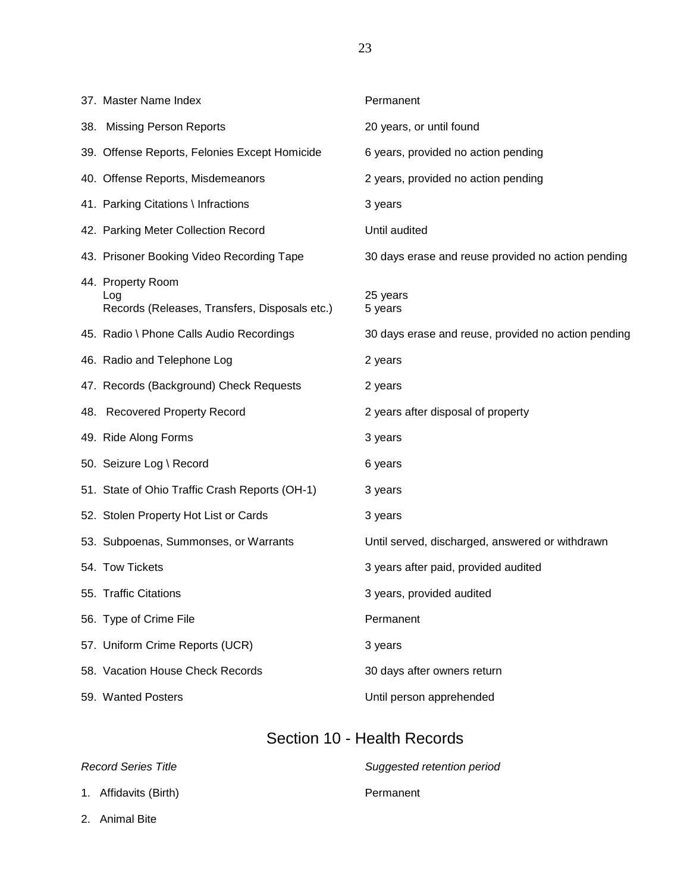| | |
|---|---|
| 37. Master Name Index | Permanent |
| 38. Missing Person Reports | 20 years, or until found |
| 39. Offense Reports, Felonies Except Homicide | 6 years, provided no action pending |
| 40. Offense Reports, Misdemeanors | 2 years, provided no action pending |
| 41. Parking Citations \ Infractions | 3 years |
| 42. Parking Meter Collection Record | Until audited |
| 43. Prisoner Booking Video Recording Tape | 30 days erase and reuse provided no action pending |
| 44. Property Room | |
| Log | 25 years |
| Records (Releases, Transfers, Disposals etc.) | 5 years |
| 45. Radio \ Phone Calls Audio Recordings | 30 days erase and reuse, provided no action pending |
| 46. Radio and Telephone Log | 2 years |
| 47. Records (Background) Check Requests | 2 years |
| 48. Recovered Property Record | 2 years after disposal of property |
| 49. Ride Along Forms | 3 years |
| 50. Seizure Log \ Record | 6 years |
| 51. State of Ohio Traffic Crash Reports (OH-1) | 3 years |
| 52. Stolen Property Hot List or Cards | 3 years |
| 53. Subpoenas, Summonses, or Warrants | Until served, discharged, answered or withdrawn |
| 54. Tow Tickets | 3 years after paid, provided audited |
| 55. Traffic Citations | 3 years, provided audited |
| 56. Type of Crime File | Permanent |
| 57. Uniform Crime Reports (UCR) | 3 years |
| 58. Vacation House Check Records | 30 days after owners return |
| 59. Wanted Posters | Until person apprehended |

## Section 10 - Health Records

| *Record Series Title* | *Suggested retention period* |
|---|---|
| 1. Affidavits (Birth) | Permanent |
| 2. Animal Bite | |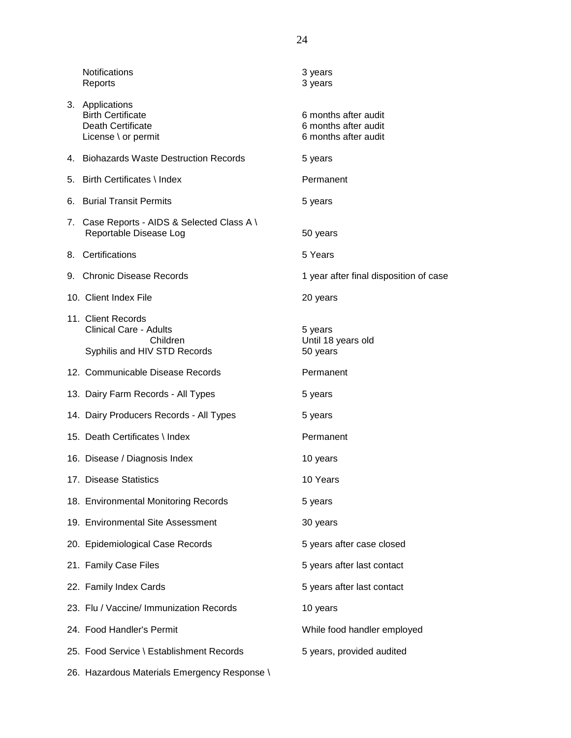| | |
|---|---|
| Notifications | 3 years |
| Reports | 3 years |
| 3. Applications | |
| Birth Certificate | 6 months after audit |
| Death Certificate | 6 months after audit |
| License \ or permit | 6 months after audit |
| 4. Biohazards Waste Destruction Records | 5 years |
| 5. Birth Certificates \ Index | Permanent |
| 6. Burial Transit Permits | 5 years |
| 7. Case Reports - AIDS & Selected Class A \ Reportable Disease Log | 50 years |
| 8. Certifications | 5 Years |
| 9. Chronic Disease Records | 1 year after final disposition of case |
| 10. Client Index File | 20 years |
| 11. Client Records | |
| Clinical Care - Adults | 5 years |
| Children | Until 18 years old |
| Syphilis and HIV STD Records | 50 years |
| 12. Communicable Disease Records | Permanent |
| 13. Dairy Farm Records - All Types | 5 years |
| 14. Dairy Producers Records - All Types | 5 years |
| 15. Death Certificates \ Index | Permanent |
| 16. Disease / Diagnosis Index | 10 years |
| 17. Disease Statistics | 10 Years |
| 18. Environmental Monitoring Records | 5 years |
| 19. Environmental Site Assessment | 30 years |
| 20. Epidemiological Case Records | 5 years after case closed |
| 21. Family Case Files | 5 years after last contact |
| 22. Family Index Cards | 5 years after last contact |
| 23. Flu / Vaccine/ Immunization Records | 10 years |
| 24. Food Handler's Permit | While food handler employed |
| 25. Food Service \ Establishment Records | 5 years, provided audited |
| 26. Hazardous Materials Emergency Response \ | |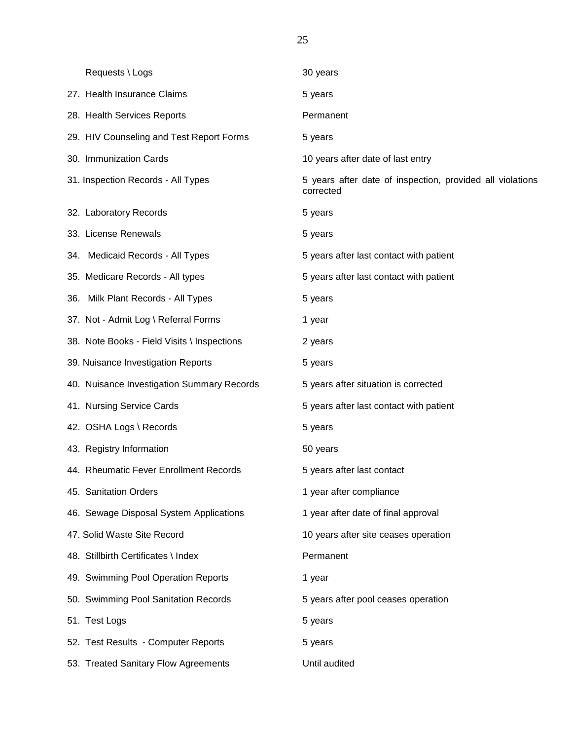| Record | Retention |
|---|---|
| Requests \ Logs | 30 years |
| 27. Health Insurance Claims | 5 years |
| 28. Health Services Reports | Permanent |
| 29. HIV Counseling and Test Report Forms | 5 years |
| 30. Immunization Cards | 10 years after date of last entry |
| 31. Inspection Records - All Types | 5 years after date of inspection, provided all violations corrected |
| 32. Laboratory Records | 5 years |
| 33. License Renewals | 5 years |
| 34. Medicaid Records - All Types | 5 years after last contact with patient |
| 35. Medicare Records - All types | 5 years after last contact with patient |
| 36. Milk Plant Records - All Types | 5 years |
| 37. Not - Admit Log \ Referral Forms | 1 year |
| 38. Note Books - Field Visits \ Inspections | 2 years |
| 39. Nuisance Investigation Reports | 5 years |
| 40. Nuisance Investigation Summary Records | 5 years after situation is corrected |
| 41. Nursing Service Cards | 5 years after last contact with patient |
| 42. OSHA Logs \ Records | 5 years |
| 43. Registry Information | 50 years |
| 44. Rheumatic Fever Enrollment Records | 5 years after last contact |
| 45. Sanitation Orders | 1 year after compliance |
| 46. Sewage Disposal System Applications | 1 year after date of final approval |
| 47. Solid Waste Site Record | 10 years after site ceases operation |
| 48. Stillbirth Certificates \ Index | Permanent |
| 49. Swimming Pool Operation Reports | 1 year |
| 50. Swimming Pool Sanitation Records | 5 years after pool ceases operation |
| 51. Test Logs | 5 years |
| 52. Test Results - Computer Reports | 5 years |
| 53. Treated Sanitary Flow Agreements | Until audited |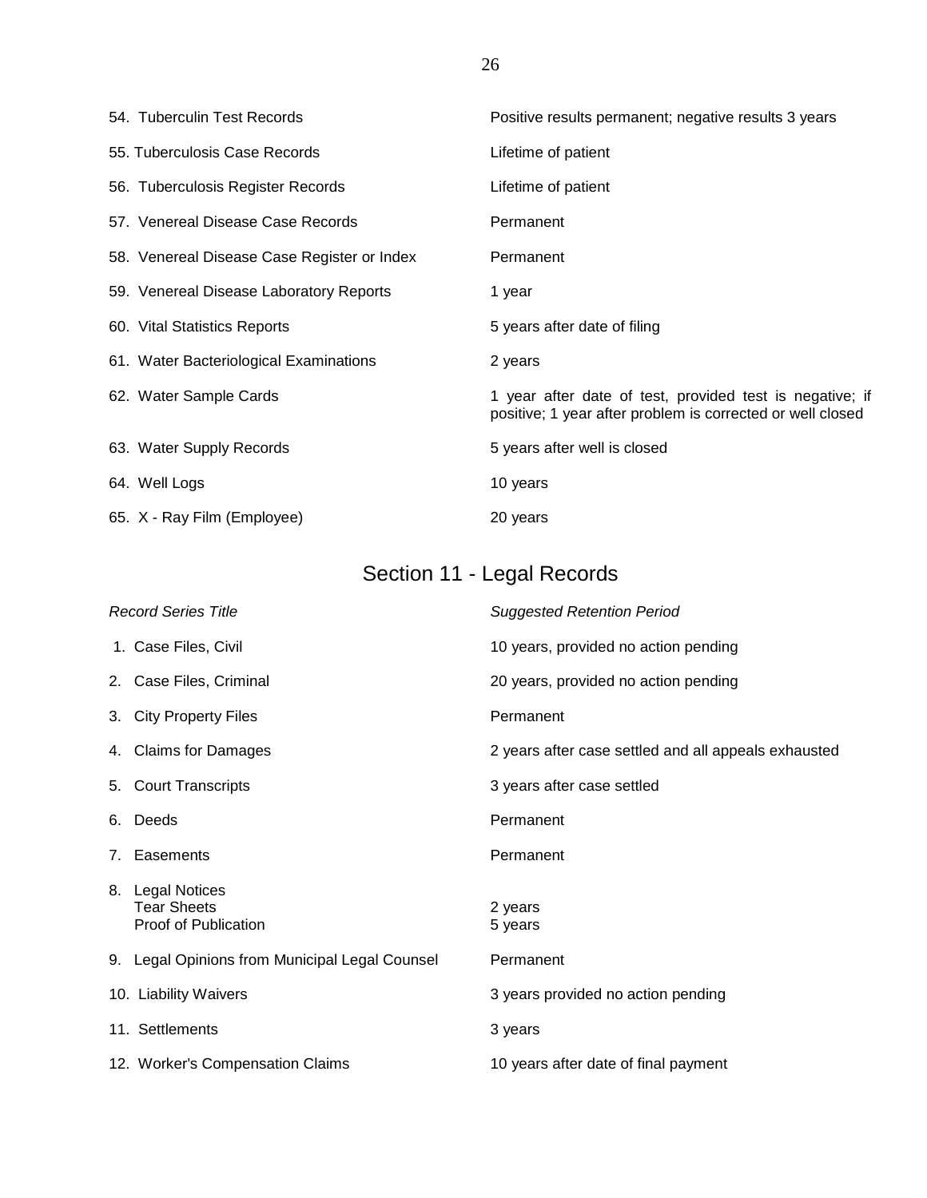| | |
|---|---|
| 54. Tuberculin Test Records | Positive results permanent; negative results 3 years |
| 55. Tuberculosis Case Records | Lifetime of patient |
| 56. Tuberculosis Register Records | Lifetime of patient |
| 57. Venereal Disease Case Records | Permanent |
| 58. Venereal Disease Case Register or Index | Permanent |
| 59. Venereal Disease Laboratory Reports | 1 year |
| 60. Vital Statistics Reports | 5 years after date of filing |
| 61. Water Bacteriological Examinations | 2 years |
| 62. Water Sample Cards | 1 year after date of test, provided test is negative; if positive; 1 year after problem is corrected or well closed |
| 63. Water Supply Records | 5 years after well is closed |
| 64. Well Logs | 10 years |
| 65. X - Ray Film (Employee) | 20 years |

## Section 11 - Legal Records

| *Record Series Title* | *Suggested Retention Period* |
|---|---|
| 1. Case Files, Civil | 10 years, provided no action pending |
| 2. Case Files, Criminal | 20 years, provided no action pending |
| 3. City Property Files | Permanent |
| 4. Claims for Damages | 2 years after case settled and all appeals exhausted |
| 5. Court Transcripts | 3 years after case settled |
| 6. Deeds | Permanent |
| 7. Easements | Permanent |
| 8. Legal Notices | |
| Tear Sheets | 2 years |
| Proof of Publication | 5 years |
| 9. Legal Opinions from Municipal Legal Counsel | Permanent |
| 10. Liability Waivers | 3 years provided no action pending |
| 11. Settlements | 3 years |
| 12. Worker's Compensation Claims | 10 years after date of final payment |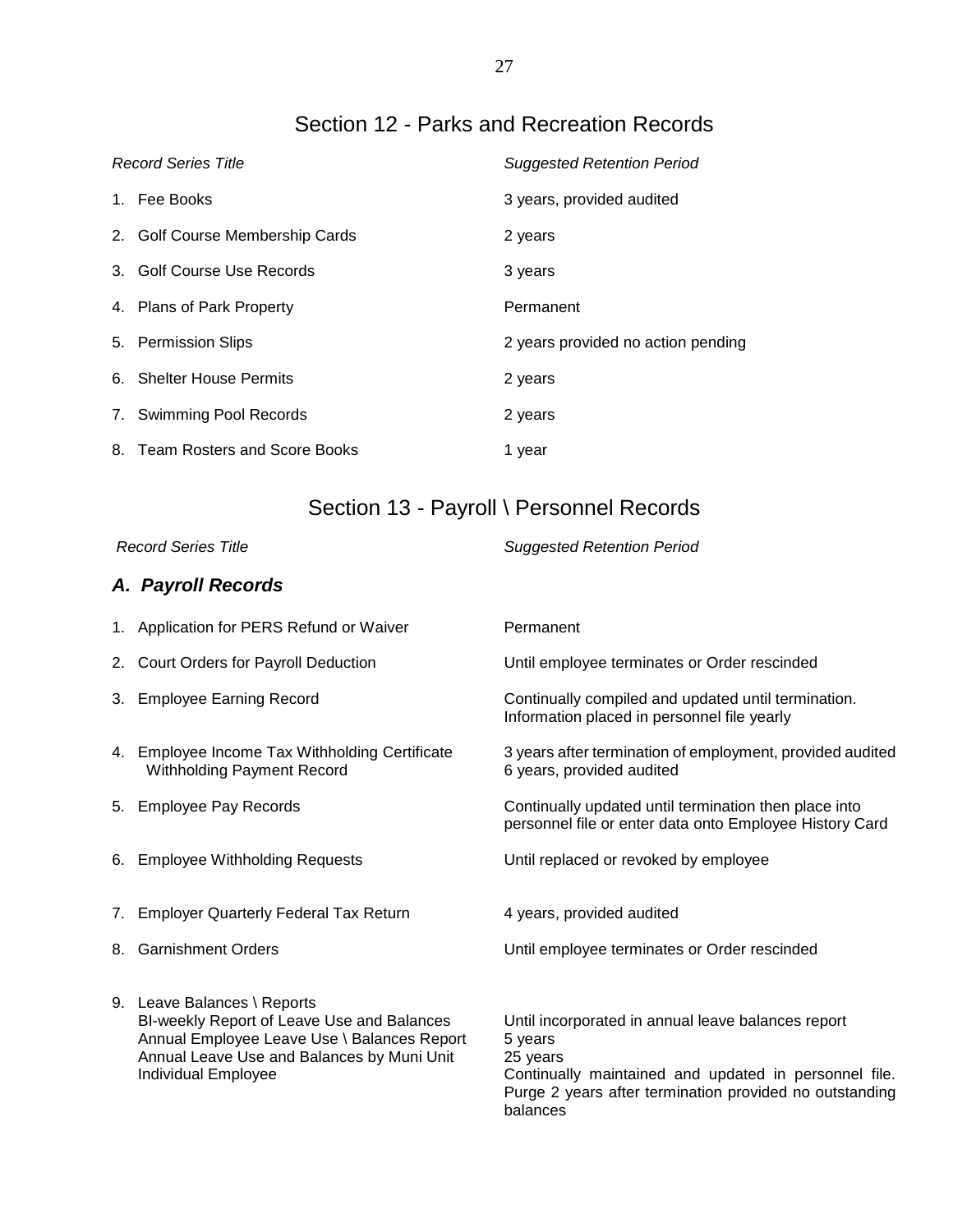## Section 12 - Parks and Recreation Records

| *Record Series Title* | *Suggested Retention Period* |
|---|---|
| 1. Fee Books | 3 years, provided audited |
| 2. Golf Course Membership Cards | 2 years |
| 3. Golf Course Use Records | 3 years |
| 4. Plans of Park Property | Permanent |
| 5. Permission Slips | 2 years provided no action pending |
| 6. Shelter House Permits | 2 years |
| 7. Swimming Pool Records | 2 years |
| 8. Team Rosters and Score Books | 1 year |

## Section 13 - Payroll \ Personnel Records

| *Record Series Title* | *Suggested Retention Period* |
|---|---|
| ***A. Payroll Records*** | |
| 1. Application for PERS Refund or Waiver | Permanent |
| 2. Court Orders for Payroll Deduction | Until employee terminates or Order rescinded |
| 3. Employee Earning Record | Continually compiled and updated until termination. Information placed in personnel file yearly |
| 4. Employee Income Tax Withholding Certificate<br>Withholding Payment Record | 3 years after termination of employment, provided audited<br>6 years, provided audited |
| 5. Employee Pay Records | Continually updated until termination then place into personnel file or enter data onto Employee History Card |
| 6. Employee Withholding Requests | Until replaced or revoked by employee |
| 7. Employer Quarterly Federal Tax Return | 4 years, provided audited |
| 8. Garnishment Orders | Until employee terminates or Order rescinded |
| 9. Leave Balances \ Reports | |
| BI-weekly Report of Leave Use and Balances | Until incorporated in annual leave balances report |
| Annual Employee Leave Use \ Balances Report | 5 years |
| Annual Leave Use and Balances by Muni Unit | 25 years |
| Individual Employee | Continually maintained and updated in personnel file. Purge 2 years after termination provided no outstanding balances |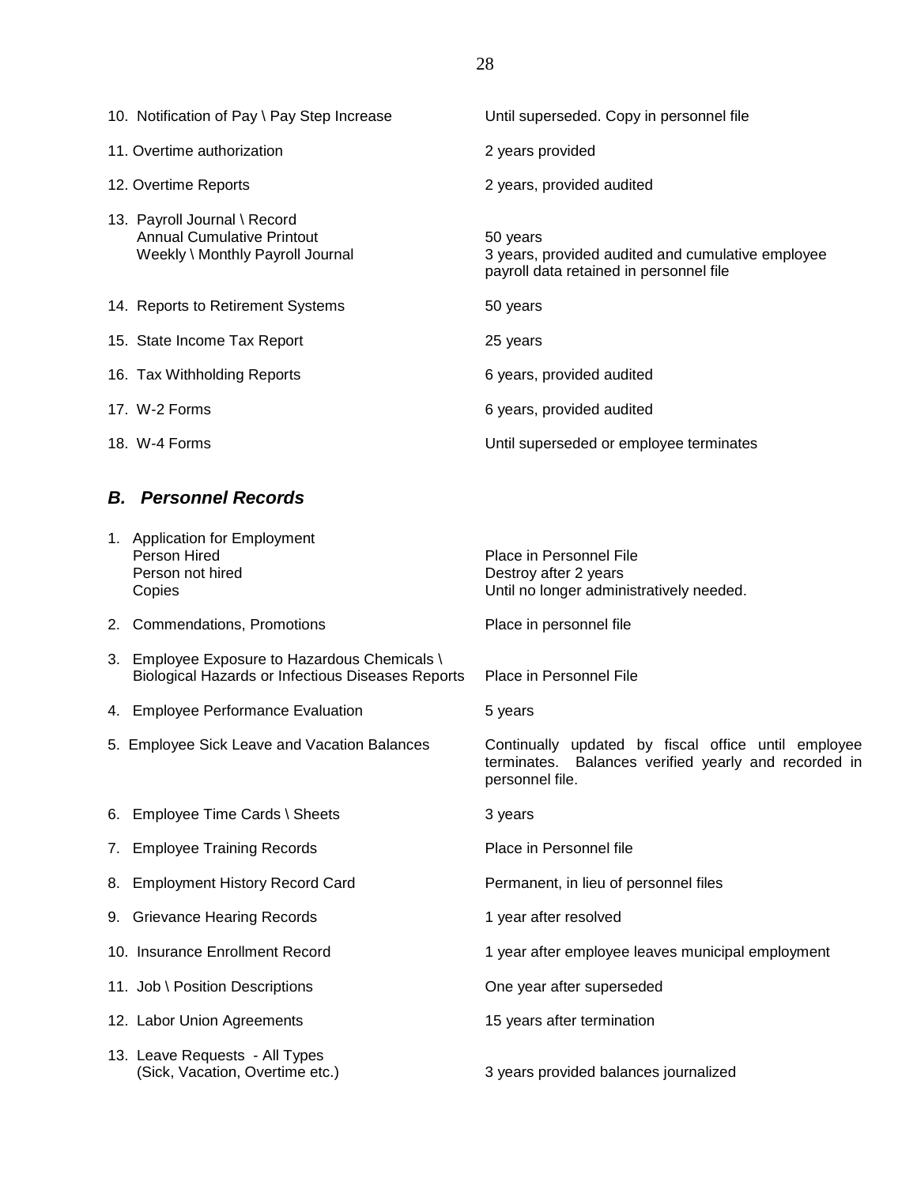| | |
|---|---|
| 10. Notification of Pay \ Pay Step Increase | Until superseded. Copy in personnel file |
| 11. Overtime authorization | 2 years provided |
| 12. Overtime Reports | 2 years, provided audited |
| 13. Payroll Journal \ Record | |
| Annual Cumulative Printout | 50 years |
| Weekly \ Monthly Payroll Journal | 3 years, provided audited and cumulative employee payroll data retained in personnel file |
| 14. Reports to Retirement Systems | 50 years |
| 15. State Income Tax Report | 25 years |
| 16. Tax Withholding Reports | 6 years, provided audited |
| 17. W-2 Forms | 6 years, provided audited |
| 18. W-4 Forms | Until superseded or employee terminates |

### *B. Personnel Records*

| | |
|---|---|
| 1. Application for Employment | |
| Person Hired | Place in Personnel File |
| Person not hired | Destroy after 2 years |
| Copies | Until no longer administratively needed. |
| 2. Commendations, Promotions | Place in personnel file |
| 3. Employee Exposure to Hazardous Chemicals \ Biological Hazards or Infectious Diseases Reports | Place in Personnel File |
| 4. Employee Performance Evaluation | 5 years |
| 5. Employee Sick Leave and Vacation Balances | Continually updated by fiscal office until employee terminates. Balances verified yearly and recorded in personnel file. |
| 6. Employee Time Cards \ Sheets | 3 years |
| 7. Employee Training Records | Place in Personnel file |
| 8. Employment History Record Card | Permanent, in lieu of personnel files |
| 9. Grievance Hearing Records | 1 year after resolved |
| 10. Insurance Enrollment Record | 1 year after employee leaves municipal employment |
| 11. Job \ Position Descriptions | One year after superseded |
| 12. Labor Union Agreements | 15 years after termination |
| 13. Leave Requests - All Types (Sick, Vacation, Overtime etc.) | 3 years provided balances journalized |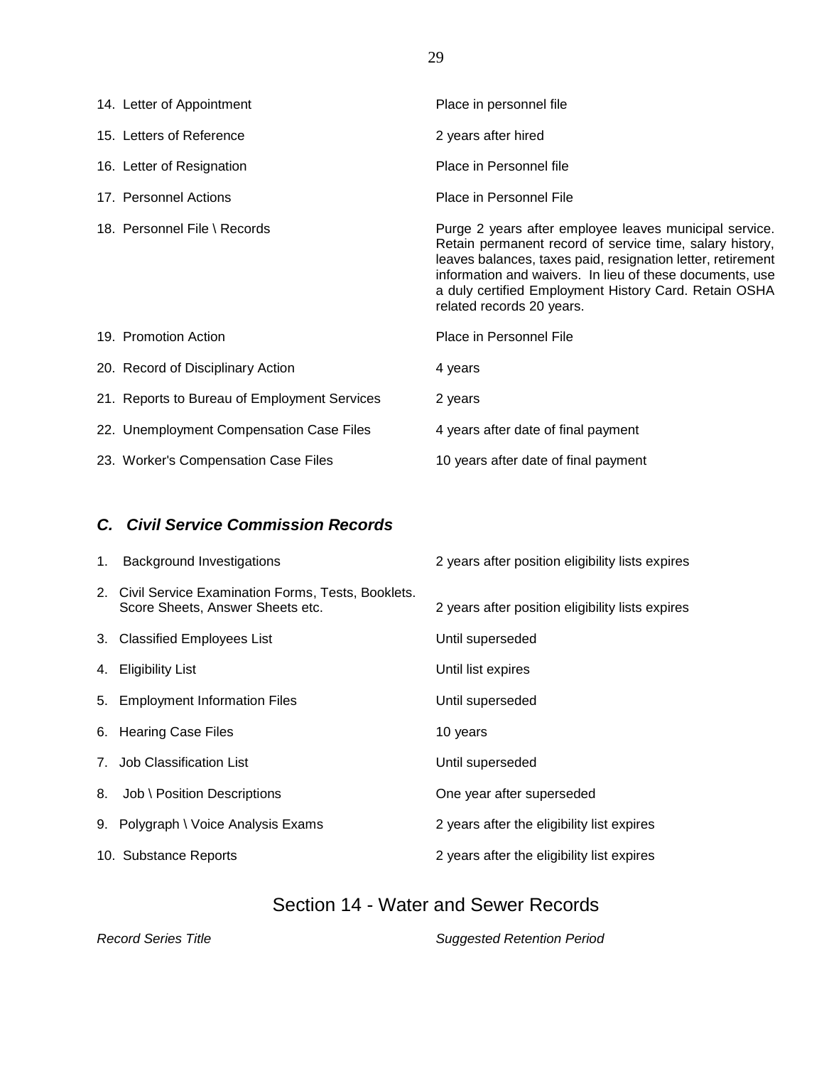| | |
|---|---|
| 14. Letter of Appointment | Place in personnel file |
| 15. Letters of Reference | 2 years after hired |
| 16. Letter of Resignation | Place in Personnel file |
| 17. Personnel Actions | Place in Personnel File |
| 18. Personnel File \ Records | Purge 2 years after employee leaves municipal service. Retain permanent record of service time, salary history, leaves balances, taxes paid, resignation letter, retirement information and waivers. In lieu of these documents, use a duly certified Employment History Card. Retain OSHA related records 20 years. |
| 19. Promotion Action | Place in Personnel File |
| 20. Record of Disciplinary Action | 4 years |
| 21. Reports to Bureau of Employment Services | 2 years |
| 22. Unemployment Compensation Case Files | 4 years after date of final payment |
| 23. Worker's Compensation Case Files | 10 years after date of final payment |

### *C. Civil Service Commission Records*

| | |
|---|---|
| 1. Background Investigations | 2 years after position eligibility lists expires |
| 2. Civil Service Examination Forms, Tests, Booklets. Score Sheets, Answer Sheets etc. | 2 years after position eligibility lists expires |
| 3. Classified Employees List | Until superseded |
| 4. Eligibility List | Until list expires |
| 5. Employment Information Files | Until superseded |
| 6. Hearing Case Files | 10 years |
| 7. Job Classification List | Until superseded |
| 8. Job \ Position Descriptions | One year after superseded |
| 9. Polygraph \ Voice Analysis Exams | 2 years after the eligibility list expires |
| 10. Substance Reports | 2 years after the eligibility list expires |

## Section 14 - Water and Sewer Records

| *Record Series Title* | *Suggested Retention Period* |
|---|---|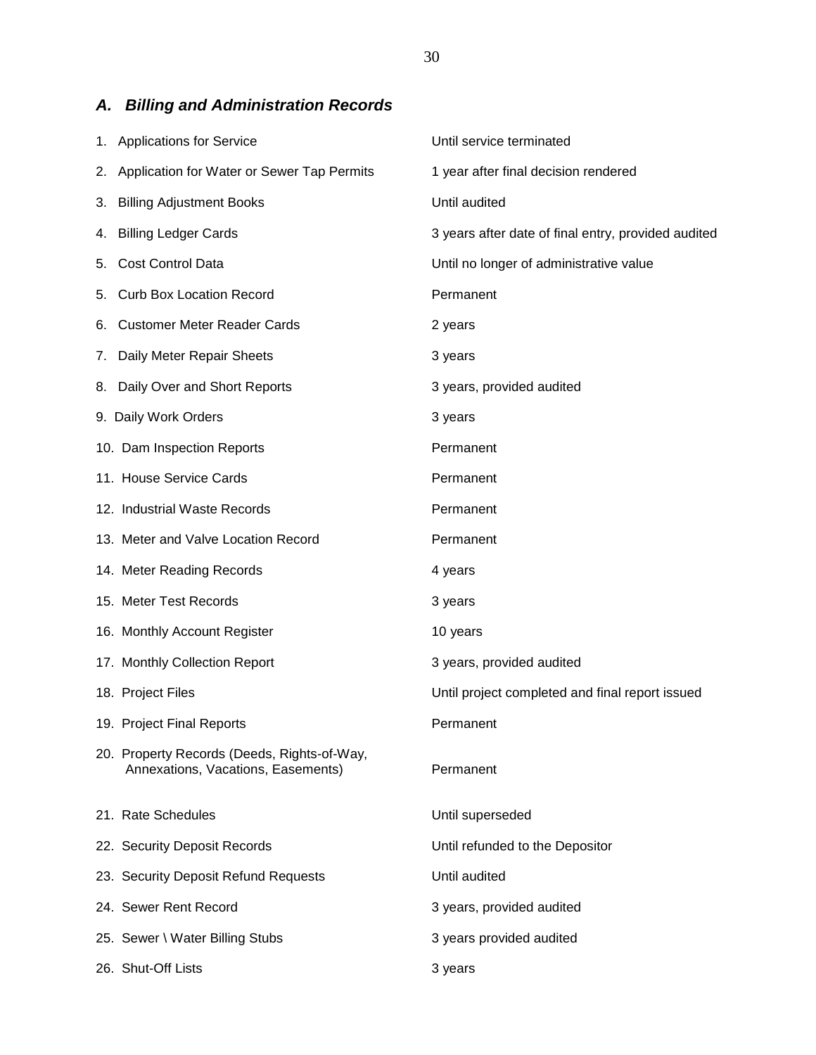## *A. Billing and Administration Records*

| | |
|---|---|
| 1. Applications for Service | Until service terminated |
| 2. Application for Water or Sewer Tap Permits | 1 year after final decision rendered |
| 3. Billing Adjustment Books | Until audited |
| 4. Billing Ledger Cards | 3 years after date of final entry, provided audited |
| 5. Cost Control Data | Until no longer of administrative value |
| 5. Curb Box Location Record | Permanent |
| 6. Customer Meter Reader Cards | 2 years |
| 7. Daily Meter Repair Sheets | 3 years |
| 8. Daily Over and Short Reports | 3 years, provided audited |
| 9. Daily Work Orders | 3 years |
| 10. Dam Inspection Reports | Permanent |
| 11. House Service Cards | Permanent |
| 12. Industrial Waste Records | Permanent |
| 13. Meter and Valve Location Record | Permanent |
| 14. Meter Reading Records | 4 years |
| 15. Meter Test Records | 3 years |
| 16. Monthly Account Register | 10 years |
| 17. Monthly Collection Report | 3 years, provided audited |
| 18. Project Files | Until project completed and final report issued |
| 19. Project Final Reports | Permanent |
| 20. Property Records (Deeds, Rights-of-Way, Annexations, Vacations, Easements) | Permanent |
| 21. Rate Schedules | Until superseded |
| 22. Security Deposit Records | Until refunded to the Depositor |
| 23. Security Deposit Refund Requests | Until audited |
| 24. Sewer Rent Record | 3 years, provided audited |
| 25. Sewer \ Water Billing Stubs | 3 years provided audited |
| 26. Shut-Off Lists | 3 years |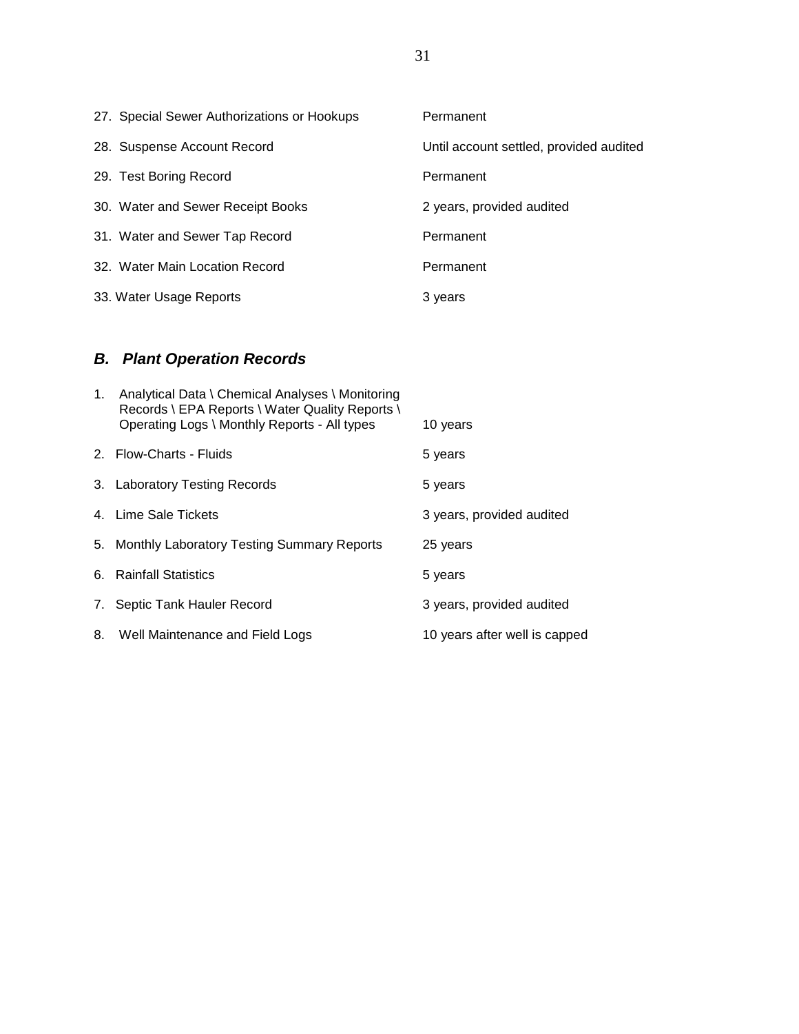| | |
|---|---|
| 27. Special Sewer Authorizations or Hookups | Permanent |
| 28. Suspense Account Record | Until account settled, provided audited |
| 29. Test Boring Record | Permanent |
| 30. Water and Sewer Receipt Books | 2 years, provided audited |
| 31. Water and Sewer Tap Record | Permanent |
| 32. Water Main Location Record | Permanent |
| 33. Water Usage Reports | 3 years |

## *B. Plant Operation Records*

| | |
|---|---|
| 1. Analytical Data \ Chemical Analyses \ Monitoring Records \ EPA Reports \ Water Quality Reports \ Operating Logs \ Monthly Reports - All types | 10 years |
| 2. Flow-Charts - Fluids | 5 years |
| 3. Laboratory Testing Records | 5 years |
| 4. Lime Sale Tickets | 3 years, provided audited |
| 5. Monthly Laboratory Testing Summary Reports | 25 years |
| 6. Rainfall Statistics | 5 years |
| 7. Septic Tank Hauler Record | 3 years, provided audited |
| 8. Well Maintenance and Field Logs | 10 years after well is capped |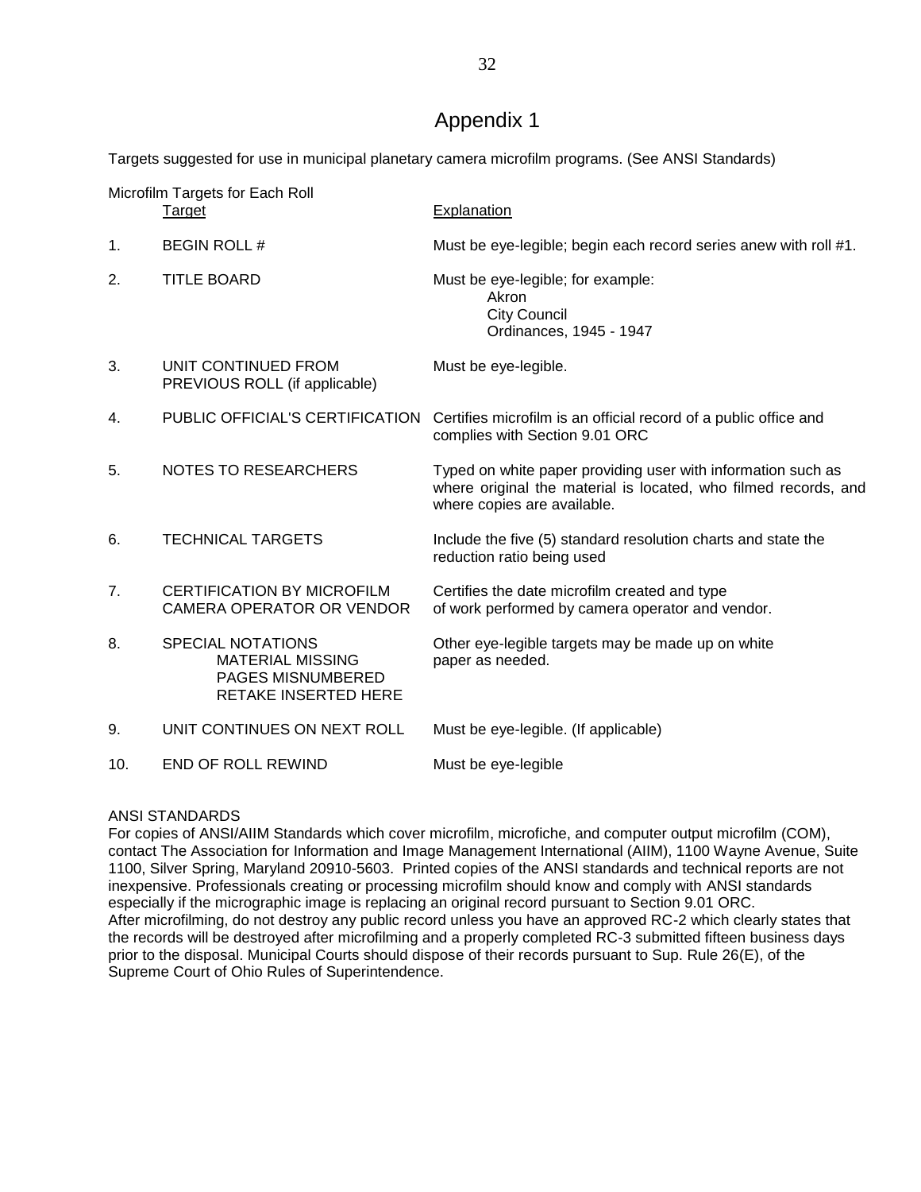# Appendix 1

Targets suggested for use in municipal planetary camera microfilm programs. (See ANSI Standards)

Microfilm Targets for Each Roll

| | Target | Explanation |
|---|---|---|
| 1. | BEGIN ROLL # | Must be eye-legible; begin each record series anew with roll #1. |
| 2. | TITLE BOARD | Must be eye-legible; for example:<br>Akron<br>City Council<br>Ordinances, 1945 - 1947 |
| 3. | UNIT CONTINUED FROM PREVIOUS ROLL (if applicable) | Must be eye-legible. |
| 4. | PUBLIC OFFICIAL'S CERTIFICATION | Certifies microfilm is an official record of a public office and complies with Section 9.01 ORC |
| 5. | NOTES TO RESEARCHERS | Typed on white paper providing user with information such as where original the material is located, who filmed records, and where copies are available. |
| 6. | TECHNICAL TARGETS | Include the five (5) standard resolution charts and state the reduction ratio being used |
| 7. | CERTIFICATION BY MICROFILM CAMERA OPERATOR OR VENDOR | Certifies the date microfilm created and type of work performed by camera operator and vendor. |
| 8. | SPECIAL NOTATIONS<br>MATERIAL MISSING<br>PAGES MISNUMBERED<br>RETAKE INSERTED HERE | Other eye-legible targets may be made up on white paper as needed. |
| 9. | UNIT CONTINUES ON NEXT ROLL | Must be eye-legible. (If applicable) |
| 10. | END OF ROLL REWIND | Must be eye-legible |

ANSI STANDARDS

For copies of ANSI/AIIM Standards which cover microfilm, microfiche, and computer output microfilm (COM), contact The Association for Information and Image Management International (AIIM), 1100 Wayne Avenue, Suite 1100, Silver Spring, Maryland 20910-5603. Printed copies of the ANSI standards and technical reports are not inexpensive. Professionals creating or processing microfilm should know and comply with ANSI standards especially if the micrographic image is replacing an original record pursuant to Section 9.01 ORC. After microfilming, do not destroy any public record unless you have an approved RC-2 which clearly states that the records will be destroyed after microfilming and a properly completed RC-3 submitted fifteen business days prior to the disposal. Municipal Courts should dispose of their records pursuant to Sup. Rule 26(E), of the Supreme Court of Ohio Rules of Superintendence.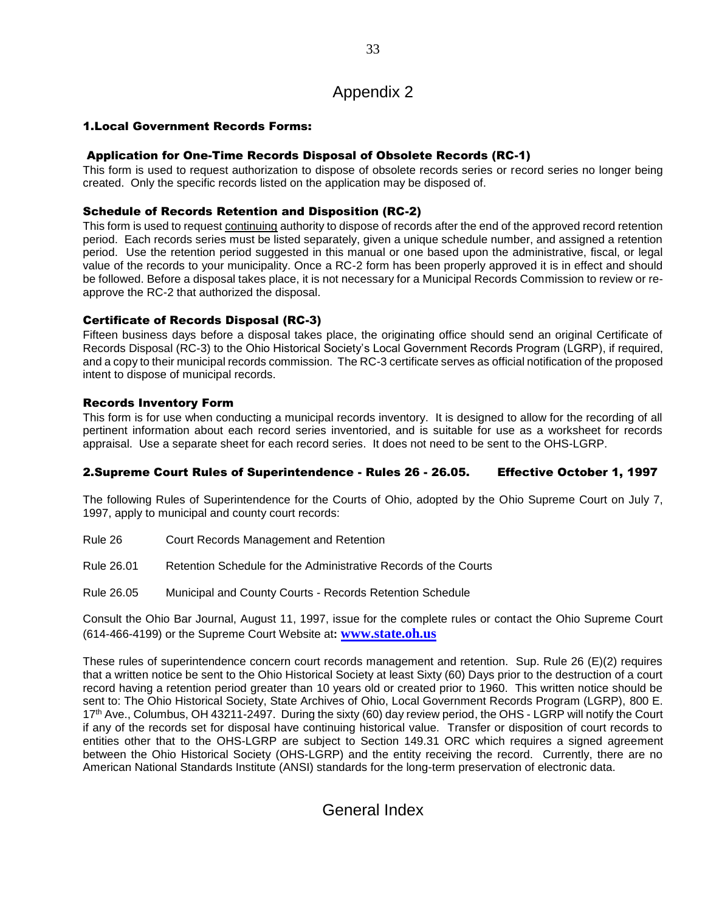# Appendix 2

## 1.Local Government Records Forms:

### Application for One-Time Records Disposal of Obsolete Records (RC-1)

This form is used to request authorization to dispose of obsolete records series or record series no longer being created. Only the specific records listed on the application may be disposed of.

### Schedule of Records Retention and Disposition (RC-2)

This form is used to request continuing authority to dispose of records after the end of the approved record retention period. Each records series must be listed separately, given a unique schedule number, and assigned a retention period. Use the retention period suggested in this manual or one based upon the administrative, fiscal, or legal value of the records to your municipality. Once a RC-2 form has been properly approved it is in effect and should be followed. Before a disposal takes place, it is not necessary for a Municipal Records Commission to review or re-approve the RC-2 that authorized the disposal.

### Certificate of Records Disposal (RC-3)

Fifteen business days before a disposal takes place, the originating office should send an original Certificate of Records Disposal (RC-3) to the Ohio Historical Society's Local Government Records Program (LGRP), if required, and a copy to their municipal records commission. The RC-3 certificate serves as official notification of the proposed intent to dispose of municipal records.

### Records Inventory Form

This form is for use when conducting a municipal records inventory. It is designed to allow for the recording of all pertinent information about each record series inventoried, and is suitable for use as a worksheet for records appraisal. Use a separate sheet for each record series. It does not need to be sent to the OHS-LGRP.

## 2.Supreme Court Rules of Superintendence - Rules 26 - 26.05. Effective October 1, 1997

The following Rules of Superintendence for the Courts of Ohio, adopted by the Ohio Supreme Court on July 7, 1997, apply to municipal and county court records:

| | |
|---|---|
| Rule 26 | Court Records Management and Retention |
| Rule 26.01 | Retention Schedule for the Administrative Records of the Courts |
| Rule 26.05 | Municipal and County Courts - Records Retention Schedule |

Consult the Ohio Bar Journal, August 11, 1997, issue for the complete rules or contact the Ohio Supreme Court (614-466-4199) or the Supreme Court Website at: **www.state.oh.us**

These rules of superintendence concern court records management and retention. Sup. Rule 26 (E)(2) requires that a written notice be sent to the Ohio Historical Society at least Sixty (60) Days prior to the destruction of a court record having a retention period greater than 10 years old or created prior to 1960. This written notice should be sent to: The Ohio Historical Society, State Archives of Ohio, Local Government Records Program (LGRP), 800 E. 17th Ave., Columbus, OH 43211-2497. During the sixty (60) day review period, the OHS - LGRP will notify the Court if any of the records set for disposal have continuing historical value. Transfer or disposition of court records to entities other that to the OHS-LGRP are subject to Section 149.31 ORC which requires a signed agreement between the Ohio Historical Society (OHS-LGRP) and the entity receiving the record. Currently, there are no American National Standards Institute (ANSI) standards for the long-term preservation of electronic data.

# General Index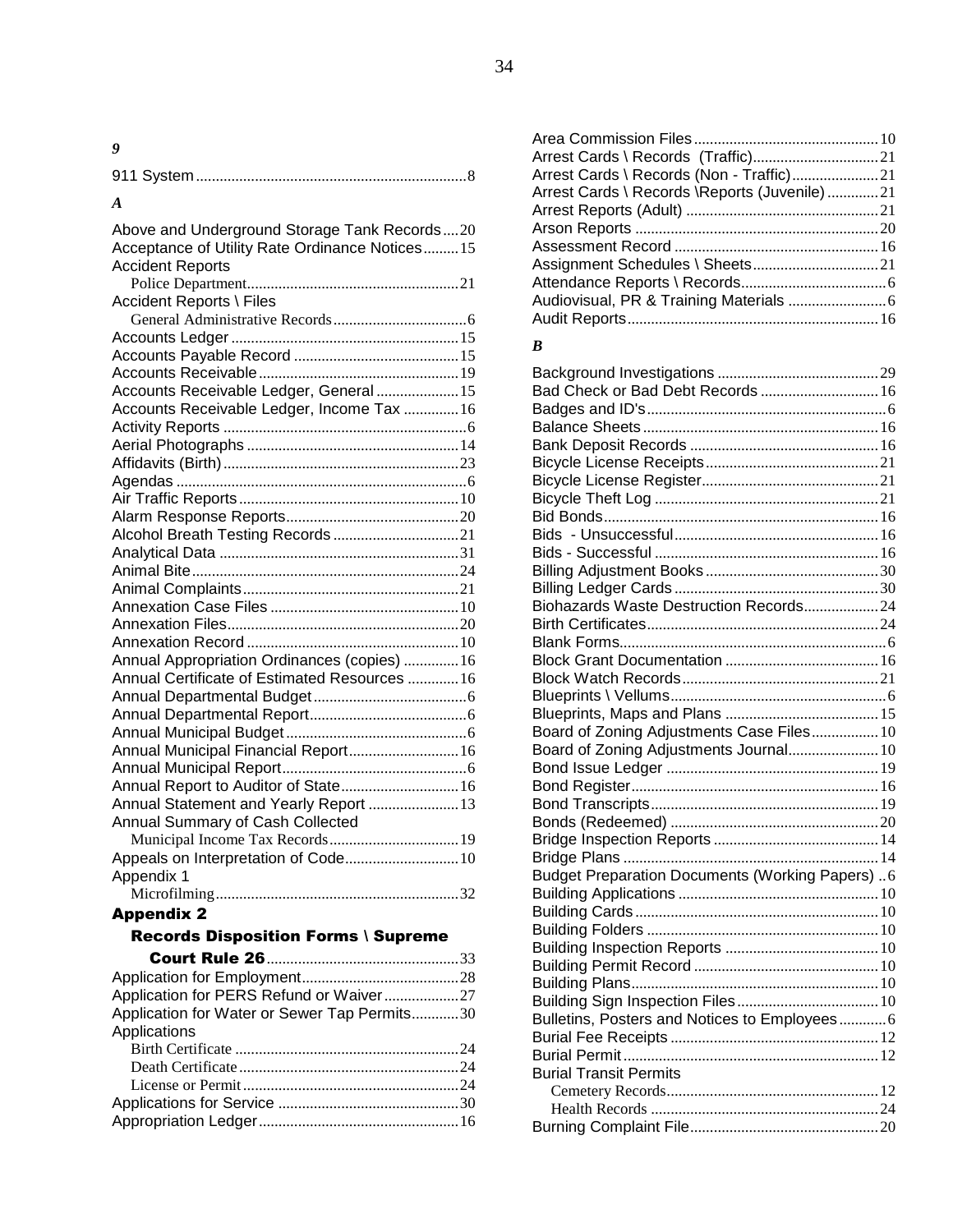### *9*

911 System....................................................................8

### *A*

Above and Underground Storage Tank Records....20
Acceptance of Utility Rate Ordinance Notices.........15
Accident Reports
  Police Department......................................................21
Accident Reports \ Files
  General Administrative Records.................................6
Accounts Ledger..........................................................15
Accounts Payable Record ..........................................15
Accounts Receivable...................................................19
Accounts Receivable Ledger, General.....................15
Accounts Receivable Ledger, Income Tax ..............16
Activity Reports .............................................................6
Aerial Photographs ......................................................14
Affidavits (Birth)............................................................23
Agendas .........................................................................6
Air Traffic Reports........................................................10
Alarm Response Reports............................................20
Alcohol Breath Testing Records ................................21
Analytical Data ............................................................31
Animal Bite....................................................................24
Animal Complaints.......................................................21
Annexation Case Files ................................................10
Annexation Files...........................................................20
Annexation Record ......................................................10
Annual Appropriation Ordinances (copies) ..............16
Annual Certificate of Estimated Resources .............16
Annual Departmental Budget.......................................6
Annual Departmental Report........................................6
Annual Municipal Budget..............................................6
Annual Municipal Financial Report............................16
Annual Municipal Report...............................................6
Annual Report to Auditor of State..............................16
Annual Statement and Yearly Report .......................13
Annual Summary of Cash Collected
  Municipal Income Tax Records.................................19
Appeals on Interpretation of Code.............................10
Appendix 1
  Microfilming.............................................................32

**Appendix 2**

**Records Disposition Forms \ Supreme Court Rule 26**.................................................33

Application for Employment........................................28
Application for PERS Refund or Waiver...................27
Application for Water or Sewer Tap Permits............30
Applications
  Birth Certificate .........................................................24
  Death Certificate........................................................24
  License or Permit.......................................................24
Applications for Service ..............................................30
Appropriation Ledger...................................................16
Area Commission Files...............................................10
Arrest Cards \ Records (Traffic)................................21
Arrest Cards \ Records (Non - Traffic)......................21
Arrest Cards \ Records \Reports (Juvenile).............21
Arrest Reports (Adult) .................................................21
Arson Reports .............................................................20
Assessment Record ....................................................16
Assignment Schedules \ Sheets................................21
Attendance Reports \ Records.....................................6
Audiovisual, PR & Training Materials .........................6
Audit Reports...............................................................16

### *B*

Background Investigations .........................................29
Bad Check or Bad Debt Records ..............................16
Badges and ID's.............................................................6
Balance Sheets............................................................16
Bank Deposit Records ................................................16
Bicycle License Receipts............................................21
Bicycle License Register.............................................21
Bicycle Theft Log .........................................................21
Bid Bonds.....................................................................16
Bids - Unsuccessful....................................................16
Bids - Successful .........................................................16
Billing Adjustment Books............................................30
Billing Ledger Cards....................................................30
Biohazards Waste Destruction Records...................24
Birth Certificates...........................................................24
Blank Forms...................................................................6
Block Grant Documentation .......................................16
Block Watch Records..................................................21
Blueprints \ Vellums.......................................................6
Blueprints, Maps and Plans .......................................15
Board of Zoning Adjustments Case Files.................10
Board of Zoning Adjustments Journal.......................10
Bond Issue Ledger ......................................................19
Bond Register...............................................................16
Bond Transcripts..........................................................19
Bonds (Redeemed) .....................................................20
Bridge Inspection Reports ..........................................14
Bridge Plans ................................................................14
Budget Preparation Documents (Working Papers) ..6
Building Applications ..................................................10
Building Cards..............................................................10
Building Folders ..........................................................10
Building Inspection Reports .......................................10
Building Permit Record ...............................................10
Building Plans...............................................................10
Building Sign Inspection Files....................................10
Bulletins, Posters and Notices to Employees............6
Burial Fee Receipts .....................................................12
Burial Permit.................................................................12
Burial Transit Permits
  Cemetery Records......................................................12
  Health Records ..........................................................24
Burning Complaint File................................................20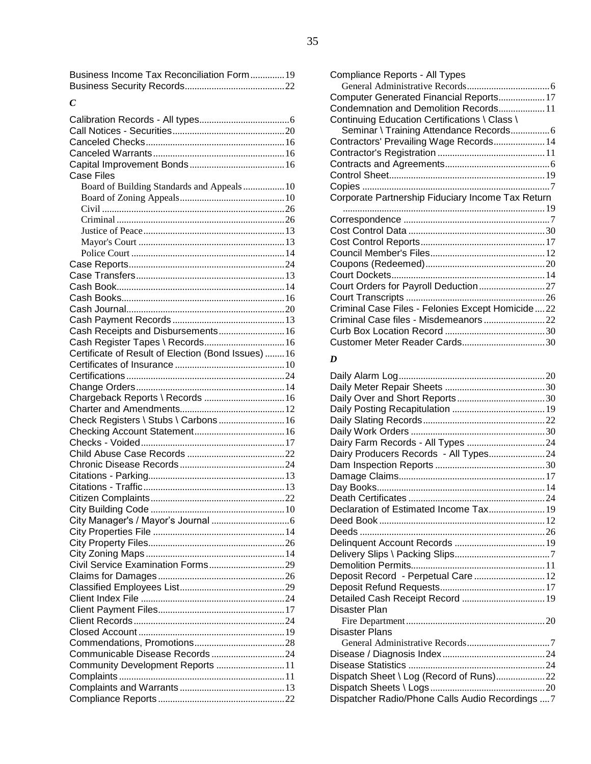Business Income Tax Reconciliation Form..............19
Business Security Records..........................................22

### *C*

Calibration Records - All types....................................6
Call Notices - Securities..............................................20
Canceled Checks.........................................................16
Canceled Warrants......................................................16
Capital Improvement Bonds.......................................16
Case Files
- Board of Building Standards and Appeals.................10
- Board of Zoning Appeals..........................................10
- Civil..........................................................................26
- Criminal....................................................................26
- Justice of Peace.........................................................13
- Mayor's Court...........................................................13
- Police Court..............................................................14

Case Reports...............................................................24
Case Transfers.............................................................13
Cash Book...................................................................14
Cash Books..................................................................16
Cash Journal................................................................20
Cash Payment Records...............................................13
Cash Receipts and Disbursements...........................16
Cash Register Tapes \ Records.................................16
Certificate of Result of Election (Bond Issues)........16
Certificates of Insurance.............................................10
Certifications...............................................................24
Change Orders............................................................14
Chargeback Reports \ Records.................................16
Charter and Amendments..........................................12
Check Registers \ Stubs \ Carbons...........................16
Checking Account Statement.....................................16
Checks - Voided..........................................................17
Child Abuse Case Records........................................22
Chronic Disease Records...........................................24
Citations - Parking......................................................13
Citations - Traffic.........................................................13
Citizen Complaints......................................................22
City Building Code......................................................10
City Manager's / Mayor's Journal...............................6
City Properties File......................................................14
City Property Files.......................................................26
City Zoning Maps........................................................14
Civil Service Examination Forms...............................29
Claims for Damages....................................................26
Classified Employees List...........................................29
Client Index File...........................................................24
Client Payment Files....................................................17
Client Records.............................................................24
Closed Account............................................................19
Commendations, Promotions.....................................28
Communicable Disease Records..............................24
Community Development Reports............................11
Complaints...................................................................11
Complaints and Warrants............................................13
Compliance Reports....................................................22
Compliance Reports - All Types
- General Administrative Records.................................6

Computer Generated Financial Reports...................17
Condemnation and Demolition Records...................11
Continuing Education Certifications \ Class \ Seminar \ Training Attendance Records................6
Contractors' Prevailing Wage Records.....................14
Contractor's Registration............................................11
Contracts and Agreements..........................................6
Control Sheet...............................................................19
Copies............................................................................7
Corporate Partnership Fiduciary Income Tax Return ..................................................................................19
Correspondence............................................................7
Cost Control Data........................................................30
Cost Control Reports...................................................17
Council Member's Files...............................................12
Coupons (Redeemed).................................................20
Court Dockets..............................................................14
Court Orders for Payroll Deduction...........................27
Court Transcripts.........................................................26
Criminal Case Files - Felonies Except Homicide....22
Criminal Case files - Misdemeanors.........................22
Curb Box Location Record.........................................30
Customer Meter Reader Cards...................................30

### *D*

Daily Alarm Log............................................................20
Daily Meter Repair Sheets..........................................30
Daily Over and Short Reports.....................................30
Daily Posting Recapitulation......................................19
Daily Slating Records..................................................22
Daily Work Orders.......................................................30
Dairy Farm Records - All Types................................24
Dairy Producers Records - All Types.......................24
Dam Inspection Reports.............................................30
Damage Claims............................................................17
Day Books....................................................................14
Death Certificates........................................................24
Declaration of Estimated Income Tax.......................19
Deed Book...................................................................12
Deeds............................................................................26
Delinquent Account Records.....................................19
Delivery Slips \ Packing Slips.......................................7
Demolition Permits......................................................11
Deposit Record - Perpetual Care..............................12
Deposit Refund Requests...........................................17
Detailed Cash Receipt Record..................................19
Disaster Plan
- Fire Department.........................................................20

Disaster Plans
- General Administrative Records.................................7

Disease / Diagnosis Index..........................................24
Disease Statistics........................................................24
Dispatch Sheet \ Log (Record of Runs)....................22
Dispatch Sheets \ Logs...............................................20
Dispatcher Radio/Phone Calls Audio Recordings....7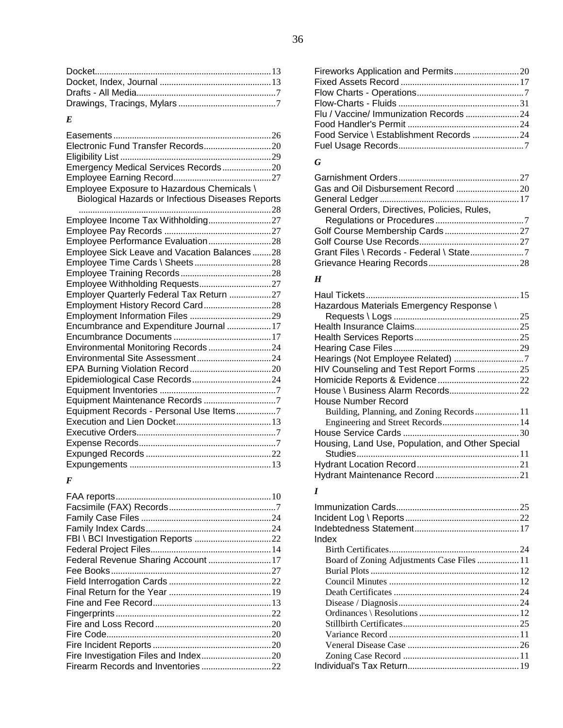Docket....................................................................13
Docket, Index, Journal ...............................................13
Drafts - All Media.........................................................7
Drawings, Tracings, Mylars .........................................7

### *E*

Easements ..................................................................26
Electronic Fund Transfer Records.............................20
Eligibility List ..............................................................29
Emergency Medical Services Records.....................20
Employee Earning Record..........................................27
Employee Exposure to Hazardous Chemicals \ Biological Hazards or Infectious Diseases Reports ..................................................................................28
Employee Income Tax Withholding...........................27
Employee Pay Records .............................................27
Employee Performance Evaluation...........................28
Employee Sick Leave and Vacation Balances ........28
Employee Time Cards \ Sheets ................................28
Employee Training Records.......................................28
Employee Withholding Requests...............................27
Employer Quarterly Federal Tax Return ..................27
Employment History Record Card.............................28
Employment Information Files ...................................29
Encumbrance and Expenditure Journal ...................17
Encumbrance Documents ..........................................17
Environmental Monitoring Records...........................24
Environmental Site Assessment................................24
EPA Burning Violation Record...................................20
Epidemiological Case Records..................................24
Equipment Inventories ..................................................7
Equipment Maintenance Records ...............................7
Equipment Records - Personal Use Items.................7
Execution and Lien Docket.........................................13
Executive Orders............................................................7
Expense Records...........................................................7
Expunged Records ......................................................22
Expungements .............................................................13

### *F*

FAA reports..................................................................10
Facsimile (FAX) Records..............................................7
Family Case Files ........................................................24
Family Index Cards......................................................24
FBI \ BCI Investigation Reports .................................22
Federal Project Files....................................................14
Federal Revenue Sharing Account ...........................17
Fee Books.....................................................................27
Field Interrogation Cards ............................................22
Final Return for the Year ............................................19
Fine and Fee Record...................................................13
Fingerprints...................................................................22
Fire and Loss Record..................................................20
Fire Code.......................................................................20
Fire Incident Reports ...................................................20
Fire Investigation Files and Index..............................20
Firearm Records and Inventories ..............................22

Fireworks Application and Permits............................20
Fixed Assets Record ...................................................17
Flow Charts - Operations..............................................7
Flow-Charts - Fluids ....................................................31
Flu / Vaccine/ Immunization Records .......................24
Food Handler's Permit ................................................24
Food Service \ Establishment Records ....................24
Fuel Usage Records......................................................7

### *G*

Garnishment Orders....................................................27
Gas and Oil Disbursement Record ...........................20
General Ledger ............................................................17
General Orders, Directives, Policies, Rules, Regulations or Procedures ......................................7
Golf Course Membership Cards ................................27
Golf Course Use Records...........................................27
Grant Files \ Records - Federal \ State.......................7
Grievance Hearing Records.......................................28

### *H*

Haul Tickets..................................................................15
Hazardous Materials Emergency Response \ Requests \ Logs ......................................................25
Health Insurance Claims.............................................25
Health Services Reports.............................................25
Hearing Case Files......................................................29
Hearings (Not Employee Related) ..............................7
HIV Counseling and Test Report Forms ..................25
Homicide Reports & Evidence...................................22
House \ Business Alarm Records..............................22
House Number Record
- Building, Planning, and Zoning Records...................11
- Engineering and Street Records.................................14

House Service Cards ..................................................30
Housing, Land Use, Population, and Other Special Studies......................................................................11
Hydrant Location Record............................................21
Hydrant Maintenance Record ....................................21

### *I*

Immunization Cards.....................................................25
Incident Log \ Reports.................................................22
Indebtedness Statement.............................................17
Index
- Birth Certificates........................................................24
- Board of Zoning Adjustments Case Files ..................11
- Burial Plots ...............................................................12
- Council Minutes ........................................................12
- Death Certificates ......................................................24
- Disease / Diagnosis....................................................24
- Ordinances \ Resolutions ...........................................12
- Stillbirth Certificates..................................................25
- Variance Record ........................................................11
- Veneral Disease Case ................................................26
- Zoning Case Record ..................................................11

Individual's Tax Return................................................19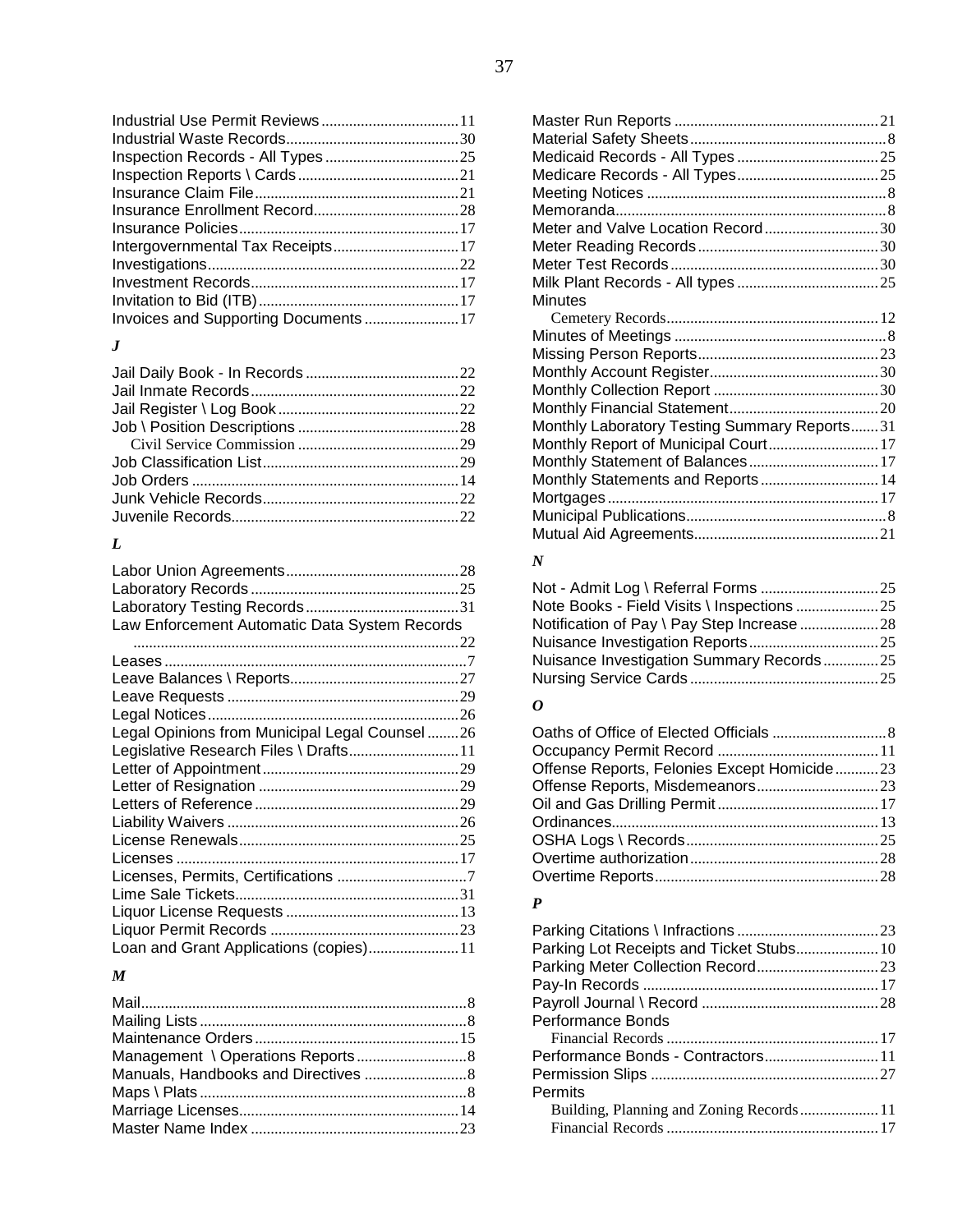Industrial Use Permit Reviews ..... 11
Industrial Waste Records ..... 30
Inspection Records - All Types ..... 25
Inspection Reports \ Cards ..... 21
Insurance Claim File ..... 21
Insurance Enrollment Record ..... 28
Insurance Policies ..... 17
Intergovernmental Tax Receipts ..... 17
Investigations ..... 22
Investment Records ..... 17
Invitation to Bid (ITB) ..... 17
Invoices and Supporting Documents ..... 17

***J***

Jail Daily Book - In Records ..... 22
Jail Inmate Records ..... 22
Jail Register \ Log Book ..... 22
Job \ Position Descriptions ..... 28
    Civil Service Commission ..... 29
Job Classification List ..... 29
Job Orders ..... 14
Junk Vehicle Records ..... 22
Juvenile Records ..... 22

***L***

Labor Union Agreements ..... 28
Laboratory Records ..... 25
Laboratory Testing Records ..... 31
Law Enforcement Automatic Data System Records ..... 22
Leases ..... 7
Leave Balances \ Reports ..... 27
Leave Requests ..... 29
Legal Notices ..... 26
Legal Opinions from Municipal Legal Counsel ..... 26
Legislative Research Files \ Drafts ..... 11
Letter of Appointment ..... 29
Letter of Resignation ..... 29
Letters of Reference ..... 29
Liability Waivers ..... 26
License Renewals ..... 25
Licenses ..... 17
Licenses, Permits, Certifications ..... 7
Lime Sale Tickets ..... 31
Liquor License Requests ..... 13
Liquor Permit Records ..... 23
Loan and Grant Applications (copies) ..... 11

***M***

Mail ..... 8
Mailing Lists ..... 8
Maintenance Orders ..... 15
Management \ Operations Reports ..... 8
Manuals, Handbooks and Directives ..... 8
Maps \ Plats ..... 8
Marriage Licenses ..... 14
Master Name Index ..... 23
Master Run Reports ..... 21
Material Safety Sheets ..... 8
Medicaid Records - All Types ..... 25
Medicare Records - All Types ..... 25
Meeting Notices ..... 8
Memoranda ..... 8
Meter and Valve Location Record ..... 30
Meter Reading Records ..... 30
Meter Test Records ..... 30
Milk Plant Records - All types ..... 25
Minutes
    Cemetery Records ..... 12
Minutes of Meetings ..... 8
Missing Person Reports ..... 23
Monthly Account Register ..... 30
Monthly Collection Report ..... 30
Monthly Financial Statement ..... 20
Monthly Laboratory Testing Summary Reports ..... 31
Monthly Report of Municipal Court ..... 17
Monthly Statement of Balances ..... 17
Monthly Statements and Reports ..... 14
Mortgages ..... 17
Municipal Publications ..... 8
Mutual Aid Agreements ..... 21

***N***

Not - Admit Log \ Referral Forms ..... 25
Note Books - Field Visits \ Inspections ..... 25
Notification of Pay \ Pay Step Increase ..... 28
Nuisance Investigation Reports ..... 25
Nuisance Investigation Summary Records ..... 25
Nursing Service Cards ..... 25

***O***

Oaths of Office of Elected Officials ..... 8
Occupancy Permit Record ..... 11
Offense Reports, Felonies Except Homicide ..... 23
Offense Reports, Misdemeanors ..... 23
Oil and Gas Drilling Permit ..... 17
Ordinances ..... 13
OSHA Logs \ Records ..... 25
Overtime authorization ..... 28
Overtime Reports ..... 28

***P***

Parking Citations \ Infractions ..... 23
Parking Lot Receipts and Ticket Stubs ..... 10
Parking Meter Collection Record ..... 23
Pay-In Records ..... 17
Payroll Journal \ Record ..... 28
Performance Bonds
    Financial Records ..... 17
Performance Bonds - Contractors ..... 11
Permission Slips ..... 27
Permits
    Building, Planning and Zoning Records ..... 11
    Financial Records ..... 17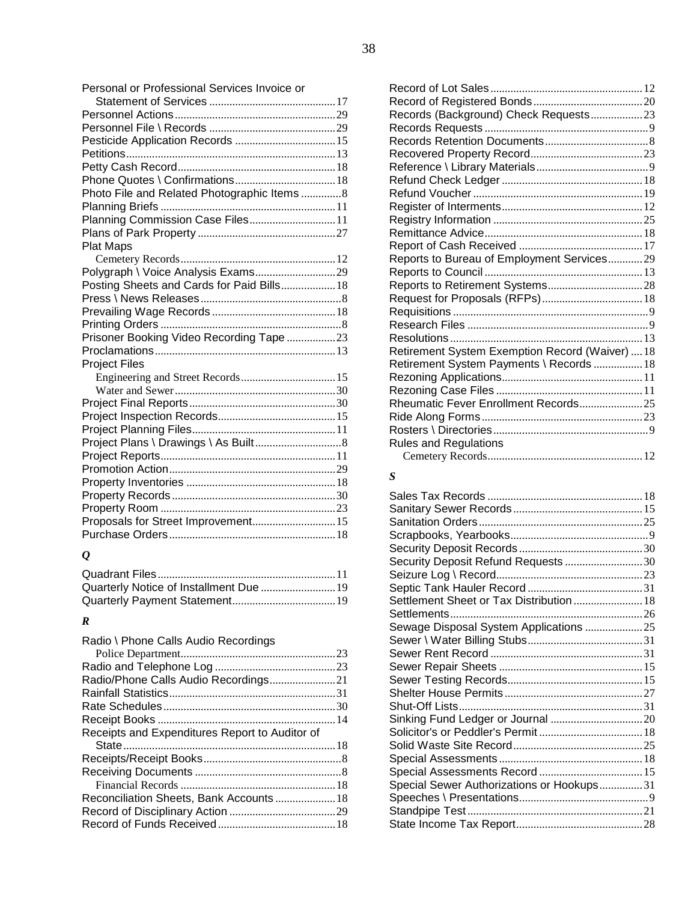Personal or Professional Services Invoice or Statement of Services ........ 17
Personnel Actions ........ 29
Personnel File \ Records ........ 29
Pesticide Application Records ........ 15
Petitions ........ 13
Petty Cash Record ........ 18
Phone Quotes \ Confirmations ........ 18
Photo File and Related Photographic Items ........ 8
Planning Briefs ........ 11
Planning Commission Case Files ........ 11
Plans of Park Property ........ 27
Plat Maps
  Cemetery Records ........ 12
Polygraph \ Voice Analysis Exams ........ 29
Posting Sheets and Cards for Paid Bills ........ 18
Press \ News Releases ........ 8
Prevailing Wage Records ........ 18
Printing Orders ........ 8
Prisoner Booking Video Recording Tape ........ 23
Proclamations ........ 13
Project Files
  Engineering and Street Records ........ 15
  Water and Sewer ........ 30
Project Final Reports ........ 30
Project Inspection Records ........ 15
Project Planning Files ........ 11
Project Plans \ Drawings \ As Built ........ 8
Project Reports ........ 11
Promotion Action ........ 29
Property Inventories ........ 18
Property Records ........ 30
Property Room ........ 23
Proposals for Street Improvement ........ 15
Purchase Orders ........ 18

### *Q*

Quadrant Files ........ 11
Quarterly Notice of Installment Due ........ 19
Quarterly Payment Statement ........ 19

### *R*

Radio \ Phone Calls Audio Recordings
  Police Department ........ 23
Radio and Telephone Log ........ 23
Radio/Phone Calls Audio Recordings ........ 21
Rainfall Statistics ........ 31
Rate Schedules ........ 30
Receipt Books ........ 14
Receipts and Expenditures Report to Auditor of State ........ 18
Receipts/Receipt Books ........ 8
Receiving Documents ........ 8
  Financial Records ........ 18
Reconciliation Sheets, Bank Accounts ........ 18
Record of Disciplinary Action ........ 29
Record of Funds Received ........ 18
Record of Lot Sales ........ 12
Record of Registered Bonds ........ 20
Records (Background) Check Requests ........ 23
Records Requests ........ 9
Records Retention Documents ........ 8
Recovered Property Record ........ 23
Reference \ Library Materials ........ 9
Refund Check Ledger ........ 18
Refund Voucher ........ 19
Register of Interments ........ 12
Registry Information ........ 25
Remittance Advice ........ 18
Report of Cash Received ........ 17
Reports to Bureau of Employment Services ........ 29
Reports to Council ........ 13
Reports to Retirement Systems ........ 28
Request for Proposals (RFPs) ........ 18
Requisitions ........ 9
Research Files ........ 9
Resolutions ........ 13
Retirement System Exemption Record (Waiver) ........ 18
Retirement System Payments \ Records ........ 18
Rezoning Applications ........ 11
Rezoning Case Files ........ 11
Rheumatic Fever Enrollment Records ........ 25
Ride Along Forms ........ 23
Rosters \ Directories ........ 9
Rules and Regulations
  Cemetery Records ........ 12

### *S*

Sales Tax Records ........ 18
Sanitary Sewer Records ........ 15
Sanitation Orders ........ 25
Scrapbooks, Yearbooks ........ 9
Security Deposit Records ........ 30
Security Deposit Refund Requests ........ 30
Seizure Log \ Record ........ 23
Septic Tank Hauler Record ........ 31
Settlement Sheet or Tax Distribution ........ 18
Settlements ........ 26
Sewage Disposal System Applications ........ 25
Sewer \ Water Billing Stubs ........ 31
Sewer Rent Record ........ 31
Sewer Repair Sheets ........ 15
Sewer Testing Records ........ 15
Shelter House Permits ........ 27
Shut-Off Lists ........ 31
Sinking Fund Ledger or Journal ........ 20
Solicitor's or Peddler's Permit ........ 18
Solid Waste Site Record ........ 25
Special Assessments ........ 18
Special Assessments Record ........ 15
Special Sewer Authorizations or Hookups ........ 31
Speeches \ Presentations ........ 9
Standpipe Test ........ 21
State Income Tax Report ........ 28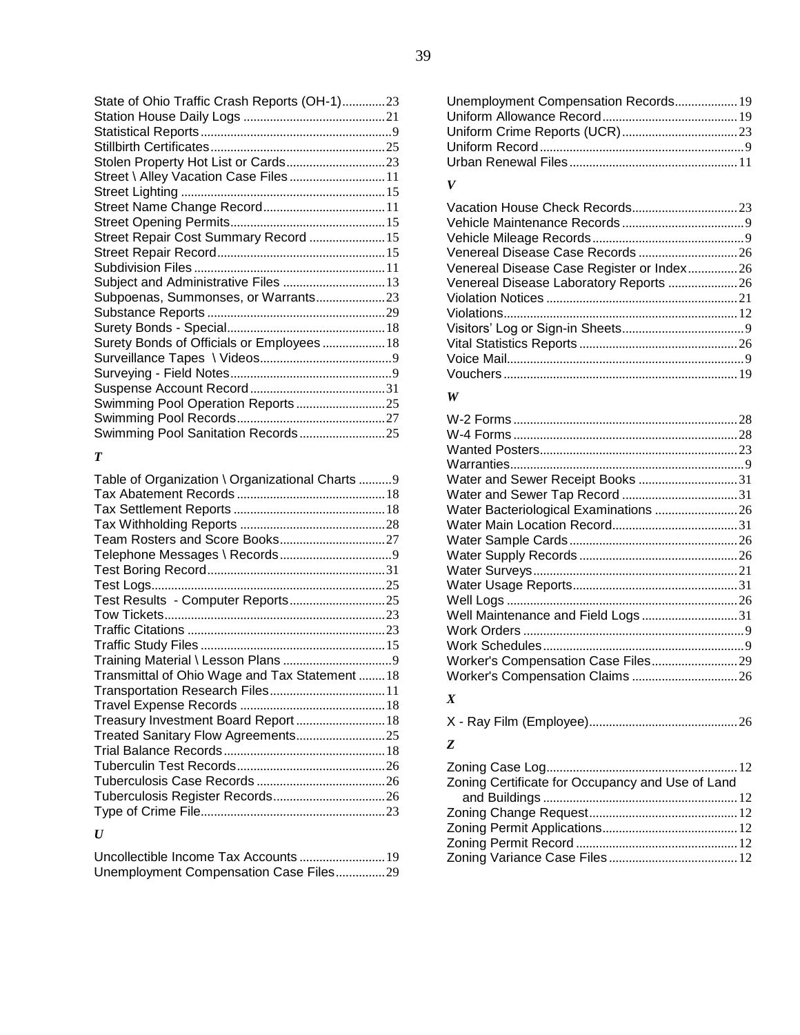State of Ohio Traffic Crash Reports (OH-1)............23
Station House Daily Logs ...........................................21
Statistical Reports.........................................................9
Stillbirth Certificates....................................................25
Stolen Property Hot List or Cards.............................23
Street \ Alley Vacation Case Files.............................11
Street Lighting .............................................................15
Street Name Change Record.....................................11
Street Opening Permits...............................................15
Street Repair Cost Summary Record .......................15
Street Repair Record...................................................15
Subdivision Files...........................................................11
Subject and Administrative Files ...............................13
Subpoenas, Summonses, or Warrants.....................23
Substance Reports ......................................................29
Surety Bonds - Special................................................18
Surety Bonds of Officials or Employees...................18
Surveillance Tapes \ Videos.........................................9
Surveying - Field Notes.................................................9
Suspense Account Record.........................................31
Swimming Pool Operation Reports...........................25
Swimming Pool Records.............................................27
Swimming Pool Sanitation Records..........................25

### *T*

Table of Organization \ Organizational Charts ..........9
Tax Abatement Records.............................................18
Tax Settlement Reports ..............................................18
Tax Withholding Reports ............................................28
Team Rosters and Score Books................................27
Telephone Messages \ Records..................................9
Test Boring Record......................................................31
Test Logs.......................................................................25
Test Results - Computer Reports.............................25
Tow Tickets...................................................................23
Traffic Citations ............................................................23
Traffic Study Files ........................................................15
Training Material \ Lesson Plans .................................9
Transmittal of Ohio Wage and Tax Statement ........18
Transportation Research Files...................................11
Travel Expense Records ............................................18
Treasury Investment Board Report ...........................18
Treated Sanitary Flow Agreements...........................25
Trial Balance Records.................................................18
Tuberculin Test Records.............................................26
Tuberculosis Case Records .......................................26
Tuberculosis Register Records..................................26
Type of Crime File........................................................23

### *U*

Uncollectible Income Tax Accounts..........................19
Unemployment Compensation Case Files...............29
Unemployment Compensation Records...................19
Uniform Allowance Record.........................................19
Uniform Crime Reports (UCR)...................................23
Uniform Record ..............................................................9
Urban Renewal Files...................................................11

### *V*

Vacation House Check Records................................23
Vehicle Maintenance Records.....................................9
Vehicle Mileage Records..............................................9
Venereal Disease Case Records ..............................26
Venereal Disease Case Register or Index...............26
Venereal Disease Laboratory Reports .....................26
Violation Notices ..........................................................21
Violations.......................................................................12
Visitors' Log or Sign-in Sheets.....................................9
Vital Statistics Reports ................................................26
Voice Mail........................................................................9
Vouchers .......................................................................19

### *W*

W-2 Forms ....................................................................28
W-4 Forms ....................................................................28
Wanted Posters............................................................23
Warranties.......................................................................9
Water and Sewer Receipt Books ..............................31
Water and Sewer Tap Record ...................................31
Water Bacteriological Examinations .........................26
Water Main Location Record......................................31
Water Sample Cards...................................................26
Water Supply Records ................................................26
Water Surveys..............................................................21
Water Usage Reports..................................................31
Well Logs ......................................................................26
Well Maintenance and Field Logs.............................31
Work Orders ...................................................................9
Work Schedules.............................................................9
Worker's Compensation Case Files..........................29
Worker's Compensation Claims ................................26

### *X*

X - Ray Film (Employee).............................................26

### *Z*

Zoning Case Log..........................................................12
Zoning Certificate for Occupancy and Use of Land and Buildings ..........................................................12
Zoning Change Request.............................................12
Zoning Permit Applications.........................................12
Zoning Permit Record .................................................12
Zoning Variance Case Files.......................................12